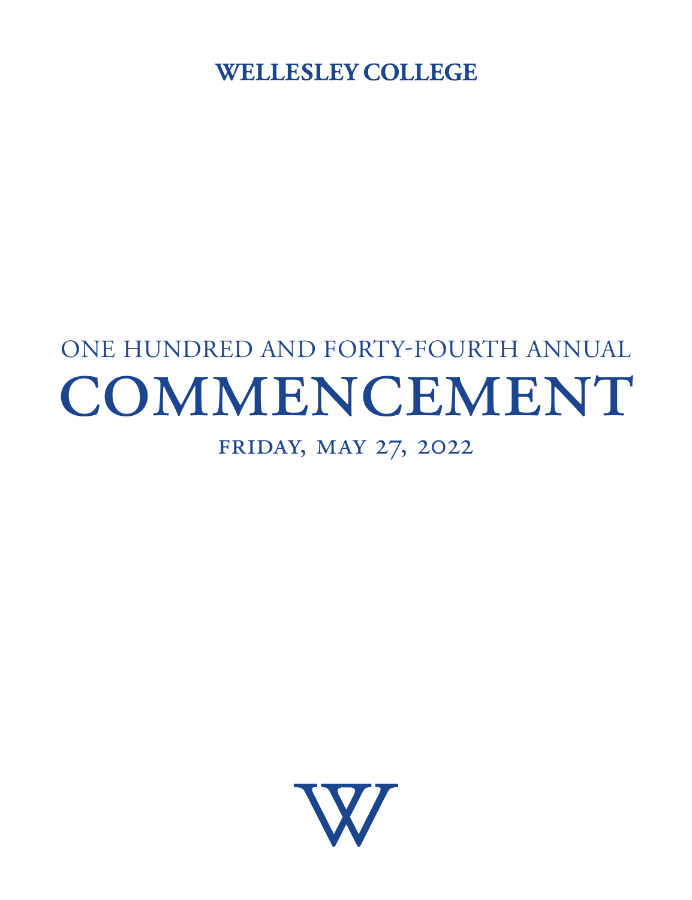**WELLESLEY COLLEGE**

ONE HUNDRED AND FORTY-FOURTH ANNUAL

# COMMENCEMENT

FRIDAY, MAY 27, 2022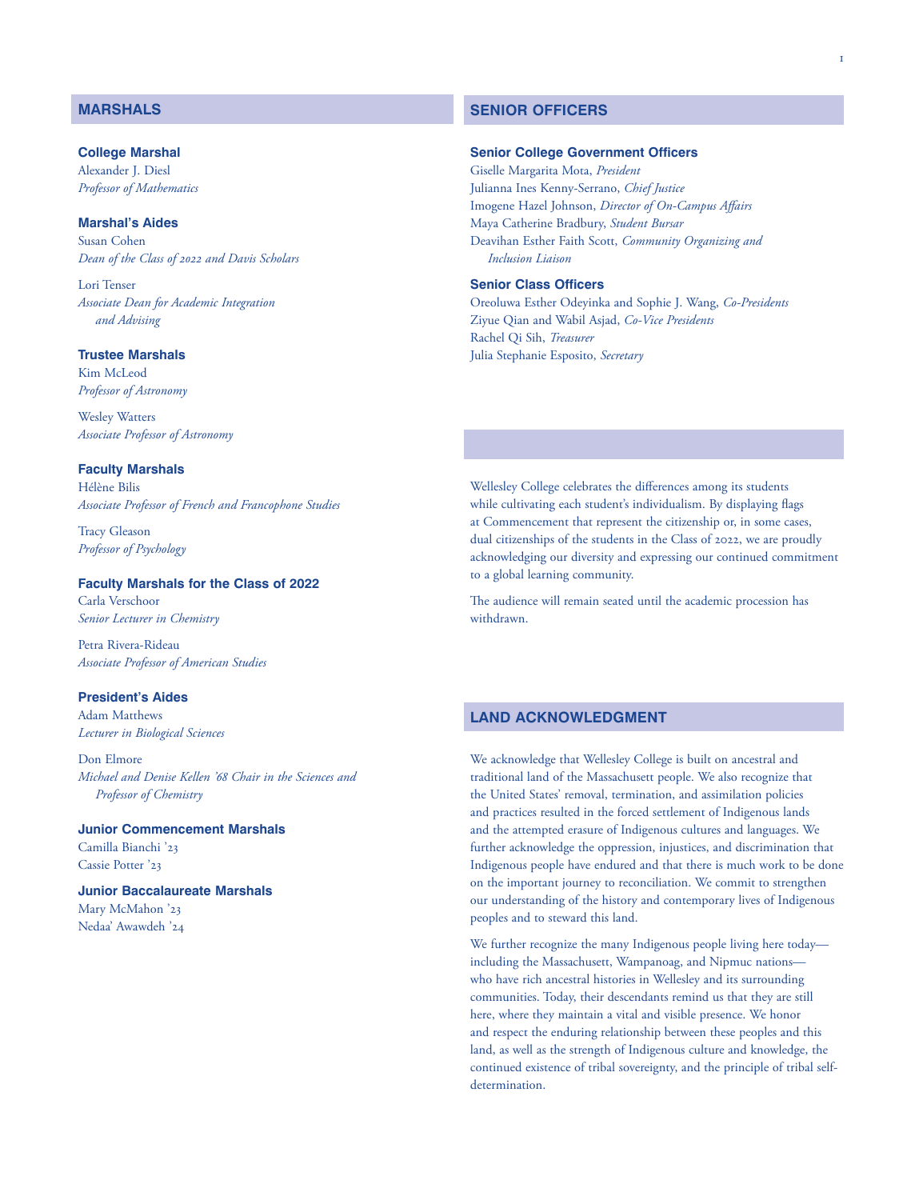## MARSHALS

### College Marshal

Alexander J. Diesl
*Professor of Mathematics*

### Marshal's Aides

Susan Cohen
*Dean of the Class of 2022 and Davis Scholars*

Lori Tenser
*Associate Dean for Academic Integration and Advising*

### Trustee Marshals

Kim McLeod
*Professor of Astronomy*

Wesley Watters
*Associate Professor of Astronomy*

### Faculty Marshals

Hélène Bilis
*Associate Professor of French and Francophone Studies*

Tracy Gleason
*Professor of Psychology*

### Faculty Marshals for the Class of 2022

Carla Verschoor
*Senior Lecturer in Chemistry*

Petra Rivera-Rideau
*Associate Professor of American Studies*

### President's Aides

Adam Matthews
*Lecturer in Biological Sciences*

Don Elmore
*Michael and Denise Kellen '68 Chair in the Sciences and Professor of Chemistry*

### Junior Commencement Marshals

Camilla Bianchi '23
Cassie Potter '23

### Junior Baccalaureate Marshals

Mary McMahon '23
Nedaa' Awawdeh '24

## SENIOR OFFICERS

### Senior College Government Officers

Giselle Margarita Mota, *President*
Julianna Ines Kenny-Serrano, *Chief Justice*
Imogene Hazel Johnson, *Director of On-Campus Affairs*
Maya Catherine Bradbury, *Student Bursar*
Deavihan Esther Faith Scott, *Community Organizing and Inclusion Liaison*

### Senior Class Officers

Oreoluwa Esther Odeyinka and Sophie J. Wang, *Co-Presidents*
Ziyue Qian and Wabil Asjad, *Co-Vice Presidents*
Rachel Qi Sih, *Treasurer*
Julia Stephanie Esposito, *Secretary*

Wellesley College celebrates the differences among its students while cultivating each student's individualism. By displaying flags at Commencement that represent the citizenship or, in some cases, dual citizenships of the students in the Class of 2022, we are proudly acknowledging our diversity and expressing our continued commitment to a global learning community.

The audience will remain seated until the academic procession has withdrawn.

## LAND ACKNOWLEDGMENT

We acknowledge that Wellesley College is built on ancestral and traditional land of the Massachusett people. We also recognize that the United States' removal, termination, and assimilation policies and practices resulted in the forced settlement of Indigenous lands and the attempted erasure of Indigenous cultures and languages. We further acknowledge the oppression, injustices, and discrimination that Indigenous people have endured and that there is much work to be done on the important journey to reconciliation. We commit to strengthen our understanding of the history and contemporary lives of Indigenous peoples and to steward this land.

We further recognize the many Indigenous people living here today—including the Massachusett, Wampanoag, and Nipmuc nations—who have rich ancestral histories in Wellesley and its surrounding communities. Today, their descendants remind us that they are still here, where they maintain a vital and visible presence. We honor and respect the enduring relationship between these peoples and this land, as well as the strength of Indigenous culture and knowledge, the continued existence of tribal sovereignty, and the principle of tribal self-determination.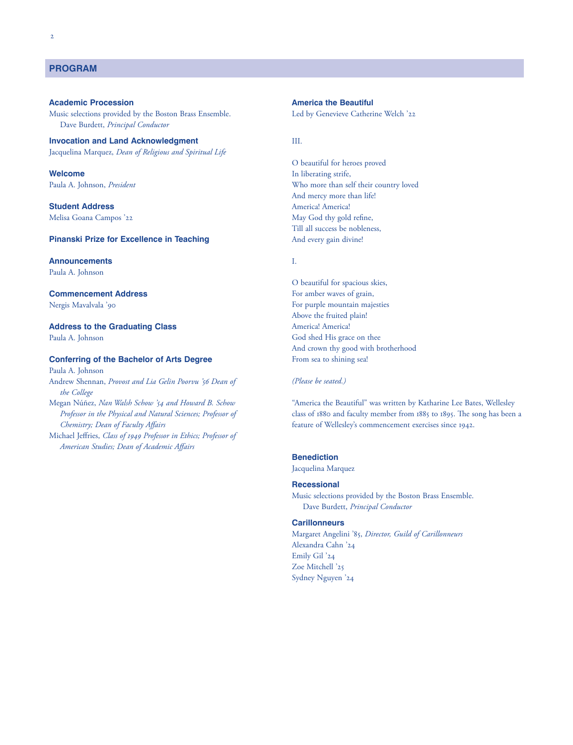## PROGRAM

**Academic Procession**
Music selections provided by the Boston Brass Ensemble.
Dave Burdett, *Principal Conductor*

**Invocation and Land Acknowledgment**
Jacquelina Marquez, *Dean of Religious and Spiritual Life*

**Welcome**
Paula A. Johnson, *President*

**Student Address**
Melisa Goana Campos '22

**Pinanski Prize for Excellence in Teaching**

**Announcements**
Paula A. Johnson

**Commencement Address**
Nergis Mavalvala '90

**Address to the Graduating Class**
Paula A. Johnson

**Conferring of the Bachelor of Arts Degree**
Paula A. Johnson
Andrew Shennan, *Provost and Lia Gelin Poorvu '56 Dean of the College*
Megan Núñez, *Nan Walsh Schow '54 and Howard B. Schow Professor in the Physical and Natural Sciences; Professor of Chemistry; Dean of Faculty Affairs*
Michael Jeffries, *Class of 1949 Professor in Ethics; Professor of American Studies; Dean of Academic Affairs*

**America the Beautiful**
Led by Genevieve Catherine Welch '22

III.

O beautiful for heroes proved
In liberating strife,
Who more than self their country loved
And mercy more than life!
America! America!
May God thy gold refine,
Till all success be nobleness,
And every gain divine!

I.

O beautiful for spacious skies,
For amber waves of grain,
For purple mountain majesties
Above the fruited plain!
America! America!
God shed His grace on thee
And crown thy good with brotherhood
From sea to shining sea!

*(Please be seated.)*

"America the Beautiful" was written by Katharine Lee Bates, Wellesley class of 1880 and faculty member from 1885 to 1895. The song has been a feature of Wellesley's commencement exercises since 1942.

**Benediction**
Jacquelina Marquez

**Recessional**
Music selections provided by the Boston Brass Ensemble.
Dave Burdett, *Principal Conductor*

**Carillonneurs**
Margaret Angelini '85, *Director, Guild of Carillonneurs*
Alexandra Cahn '24
Emily Gil '24
Zoe Mitchell '25
Sydney Nguyen '24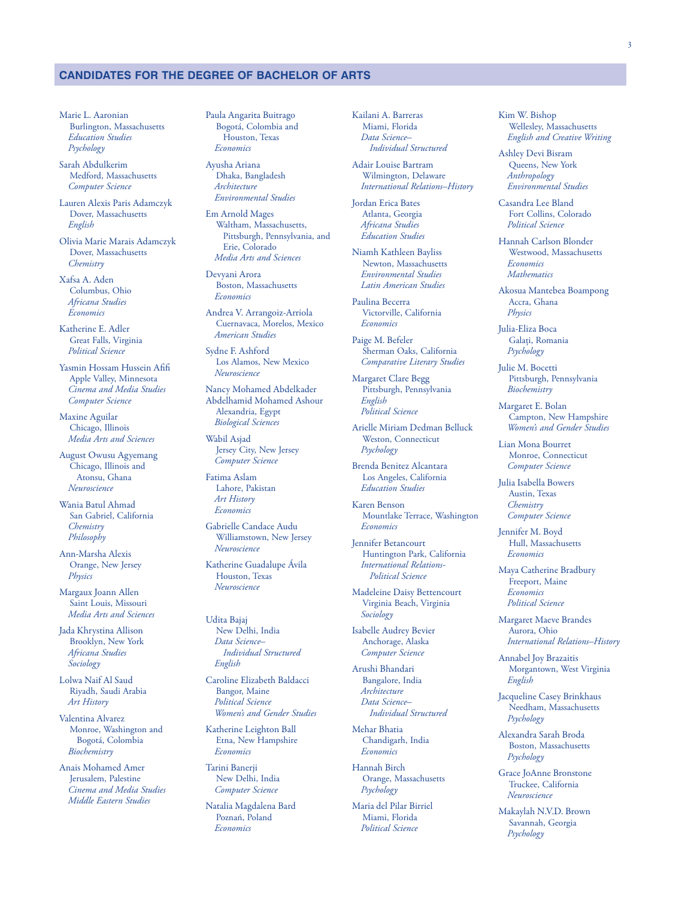## CANDIDATES FOR THE DEGREE OF BACHELOR OF ARTS

Marie L. Aaronian
Burlington, Massachusetts
*Education Studies*
*Psychology*

Sarah Abdulkerim
Medford, Massachusetts
*Computer Science*

Lauren Alexis Paris Adamczyk
Dover, Massachusetts
*English*

Olivia Marie Marais Adamczyk
Dover, Massachusetts
*Chemistry*

Xafsa A. Aden
Columbus, Ohio
*Africana Studies*
*Economics*

Katherine E. Adler
Great Falls, Virginia
*Political Science*

Yasmin Hossam Hussein Afifi
Apple Valley, Minnesota
*Cinema and Media Studies*
*Computer Science*

Maxine Aguilar
Chicago, Illinois
*Media Arts and Sciences*

August Owusu Agyemang
Chicago, Illinois and
Atonsu, Ghana
*Neuroscience*

Wania Batul Ahmad
San Gabriel, California
*Chemistry*
*Philosophy*

Ann-Marsha Alexis
Orange, New Jersey
*Physics*

Margaux Joann Allen
Saint Louis, Missouri
*Media Arts and Sciences*

Jada Khrystina Allison
Brooklyn, New York
*Africana Studies*
*Sociology*

Lolwa Naif Al Saud
Riyadh, Saudi Arabia
*Art History*

Valentina Alvarez
Monroe, Washington and
Bogotá, Colombia
*Biochemistry*

Anais Mohamed Amer
Jerusalem, Palestine
*Cinema and Media Studies*
*Middle Eastern Studies*

Paula Angarita Buitrago
Bogotá, Colombia and
Houston, Texas
*Economics*

Ayusha Ariana
Dhaka, Bangladesh
*Architecture*
*Environmental Studies*

Em Arnold Mages
Waltham, Massachusetts,
Pittsburgh, Pennsylvania, and
Erie, Colorado
*Media Arts and Sciences*

Devyani Arora
Boston, Massachusetts
*Economics*

Andrea V. Arrangoiz-Arriola
Cuernavaca, Morelos, Mexico
*American Studies*

Sydne F. Ashford
Los Alamos, New Mexico
*Neuroscience*

Nancy Mohamed Abdelkader Abdelhamid Mohamed Ashour
Alexandria, Egypt
*Biological Sciences*

Wabil Asjad
Jersey City, New Jersey
*Computer Science*

Fatima Aslam
Lahore, Pakistan
*Art History*
*Economics*

Gabrielle Candace Audu
Williamstown, New Jersey
*Neuroscience*

Katherine Guadalupe Ávila
Houston, Texas
*Neuroscience*

Udita Bajaj
New Delhi, India
*Data Science–Individual Structured*
*English*

Caroline Elizabeth Baldacci
Bangor, Maine
*Political Science*
*Women's and Gender Studies*

Katherine Leighton Ball
Etna, New Hampshire
*Economics*

Tarini Banerji
New Delhi, India
*Computer Science*

Natalia Magdalena Bard
Poznań, Poland
*Economics*

Kailani A. Barreras
Miami, Florida
*Data Science–Individual Structured*

Adair Louise Bartram
Wilmington, Delaware
*International Relations–History*

Jordan Erica Bates
Atlanta, Georgia
*Africana Studies*
*Education Studies*

Niamh Kathleen Bayliss
Newton, Massachusetts
*Environmental Studies*
*Latin American Studies*

Paulina Becerra
Victorville, California
*Economics*

Paige M. Befeler
Sherman Oaks, California
*Comparative Literary Studies*

Margaret Clare Begg
Pittsburgh, Pennsylvania
*English*
*Political Science*

Arielle Miriam Dedman Belluck
Weston, Connecticut
*Psychology*

Brenda Benitez Alcantara
Los Angeles, California
*Education Studies*

Karen Benson
Mountlake Terrace, Washington
*Economics*

Jennifer Betancourt
Huntington Park, California
*International Relations-Political Science*

Madeleine Daisy Bettencourt
Virginia Beach, Virginia
*Sociology*

Isabelle Audrey Bevier
Anchorage, Alaska
*Computer Science*

Arushi Bhandari
Bangalore, India
*Architecture*
*Data Science–Individual Structured*

Mehar Bhatia
Chandigarh, India
*Economics*

Hannah Birch
Orange, Massachusetts
*Psychology*

Maria del Pilar Birriel
Miami, Florida
*Political Science*

Kim W. Bishop
Wellesley, Massachusetts
*English and Creative Writing*

Ashley Devi Bisram
Queens, New York
*Anthropology*
*Environmental Studies*

Casandra Lee Bland
Fort Collins, Colorado
*Political Science*

Hannah Carlson Blonder
Westwood, Massachusetts
*Economics*
*Mathematics*

Akosua Mantebea Boampong
Accra, Ghana
*Physics*

Julia-Eliza Boca
Galați, Romania
*Psychology*

Julie M. Bocetti
Pittsburgh, Pennsylvania
*Biochemistry*

Margaret E. Bolan
Campton, New Hampshire
*Women's and Gender Studies*

Lian Mona Bourret
Monroe, Connecticut
*Computer Science*

Julia Isabella Bowers
Austin, Texas
*Chemistry*
*Computer Science*

Jennifer M. Boyd
Hull, Massachusetts
*Economics*

Maya Catherine Bradbury
Freeport, Maine
*Economics*
*Political Science*

Margaret Maeve Brandes
Aurora, Ohio
*International Relations–History*

Annabel Joy Brazaitis
Morgantown, West Virginia
*English*

Jacqueline Casey Brinkhaus
Needham, Massachusetts
*Psychology*

Alexandra Sarah Broda
Boston, Massachusetts
*Psychology*

Grace JoAnne Bronstone
Truckee, California
*Neuroscience*

Makaylah N.V.D. Brown
Savannah, Georgia
*Psychology*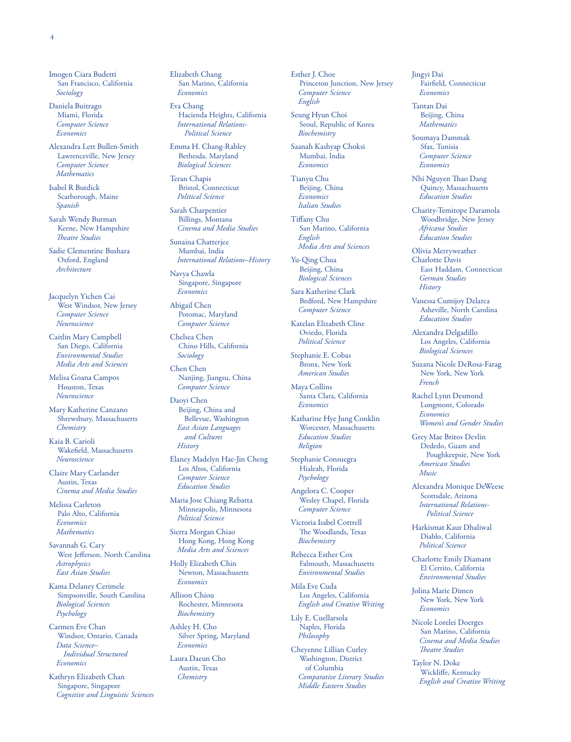Imogen Ciara Budetti
San Francisco, California
*Sociology*

Daniela Buitrago
Miami, Florida
*Computer Science*
*Economics*

Alexandra Lett Bullen-Smith
Lawrenceville, New Jersey
*Computer Science*
*Mathematics*

Isabel R Burdick
Scarborough, Maine
*Spanish*

Sarah Wendy Burman
Keene, New Hampshire
*Theatre Studies*

Sadie Clementine Bushara
Oxford, England
*Architecture*

Jacquelyn Yichen Cai
West Windsor, New Jersey
*Computer Science*
*Neuroscience*

Caitlin Mary Campbell
San Diego, California
*Environmental Studies*
*Media Arts and Sciences*

Melisa Goana Campos
Houston, Texas
*Neuroscience*

Mary Katherine Canzano
Shrewsbury, Massachusetts
*Chemistry*

Kaia B. Carioli
Wakefield, Massachusetts
*Neuroscience*

Claire Mary Carlander
Austin, Texas
*Cinema and Media Studies*

Melissa Carleton
Palo Alto, California
*Economics*
*Mathematics*

Savannah G. Cary
West Jefferson, North Carolina
*Astrophysics*
*East Asian Studies*

Kama Delaney Cerimele
Simpsonville, South Carolina
*Biological Sciences*
*Psychology*

Carmen Eve Chan
Windsor, Ontario, Canada
*Data Science–Individual Structured*
*Economics*

Kathryn Elizabeth Chan
Singapore, Singapore
*Cognitive and Linguistic Sciences*

Elizabeth Chang
San Marino, California
*Economics*

Eva Chang
Hacienda Heights, California
*International Relations-Political Science*

Emma H. Chang-Rabley
Bethesda, Maryland
*Biological Sciences*

Teran Chapis
Bristol, Connecticut
*Political Science*

Sarah Charpentier
Billings, Montana
*Cinema and Media Studies*

Sunaina Chatterjee
Mumbai, India
*International Relations–History*

Navya Chawla
Singapore, Singapore
*Economics*

Abigail Chen
Potomac, Maryland
*Computer Science*

Chelsea Chen
Chino Hills, California
*Sociology*

Chen Chen
Nanjing, Jiangsu, China
*Computer Science*

Daoyi Chen
Beijing, China and Bellevue, Washington
*East Asian Languages and Cultures*
*History*

Elaney Madelyn Hae-Jin Cheng
Los Altos, California
*Computer Science*
*Education Studies*

Maria Jose Chiang Rebatta
Minneapolis, Minnesota
*Political Science*

Sierra Morgan Chiao
Hong Kong, Hong Kong
*Media Arts and Sciences*

Holly Elizabeth Chin
Newton, Massachusetts
*Economics*

Allison Chiou
Rochester, Minnesota
*Biochemistry*

Ashley H. Cho
Silver Spring, Maryland
*Economics*

Laura Daeun Cho
Austin, Texas
*Chemistry*

Esther J. Choe
Princeton Junction, New Jersey
*Computer Science*
*English*

Seung Hyun Choi
Seoul, Republic of Korea
*Biochemistry*

Saanah Kashyap Choksi
Mumbai, India
*Economics*

Tianyu Chu
Beijing, China
*Economics*
*Italian Studies*

Tiffany Chu
San Marino, California
*English*
*Media Arts and Sciences*

Yu-Qing Chua
Beijing, China
*Biological Sciences*

Sara Katherine Clark
Bedford, New Hampshire
*Computer Science*

Katelan Elizabeth Cline
Oviedo, Florida
*Political Science*

Stephanie E. Cobas
Bronx, New York
*American Studies*

Maya Collins
Santa Clara, California
*Economics*

Katharine Hye Jung Conklin
Worcester, Massachusetts
*Education Studies*
*Religion*

Stephanie Consuegra
Hialeah, Florida
*Psychology*

Angelora C. Cooper
Wesley Chapel, Florida
*Computer Science*

Victoria Isabel Cottrell
The Woodlands, Texas
*Biochemistry*

Rebecca Esther Cox
Falmouth, Massachusetts
*Environmental Studies*

Mila Eve Cuda
Los Angeles, California
*English and Creative Writing*

Lily E. Cuellarsola
Naples, Florida
*Philosophy*

Cheyenne Lillian Curley
Washington, District of Columbia
*Comparative Literary Studies*
*Middle Eastern Studies*

Jingyi Dai
Fairfield, Connecticut
*Economics*

Tantan Dai
Beijing, China
*Mathematics*

Soumaya Dammak
Sfax, Tunisia
*Computer Science*
*Economics*

Nhi Nguyen Thao Dang
Quincy, Massachusetts
*Education Studies*

Charity-Temitope Daramola
Woodbridge, New Jersey
*Africana Studies*
*Education Studies*

Olivia Merryweather Charlotte Davis
East Haddam, Connecticut
*German Studies*
*History*

Vanessa Cumijoy Delarca
Asheville, North Carolina
*Education Studies*

Alexandra Delgadillo
Los Angeles, California
*Biological Sciences*

Suzana Nicole DeRosa-Farag
New York, New York
*French*

Rachel Lynn Desmond
Longmont, Colorado
*Economics*
*Women's and Gender Studies*

Grey Mae Britos Devlin
Dededo, Guam and Poughkeepsie, New York
*American Studies*
*Music*

Alexandra Monique DeWeese
Scottsdale, Arizona
*International Relations-Political Science*

Harkismat Kaur Dhaliwal
Diablo, California
*Political Science*

Charlotte Emily Diamant
El Cerrito, California
*Environmental Studies*

Jolina Marie Dimen
New York, New York
*Economics*

Nicole Lorelei Doerges
San Marino, California
*Cinema and Media Studies*
*Theatre Studies*

Taylor N. Doke
Wickliffe, Kentucky
*English and Creative Writing*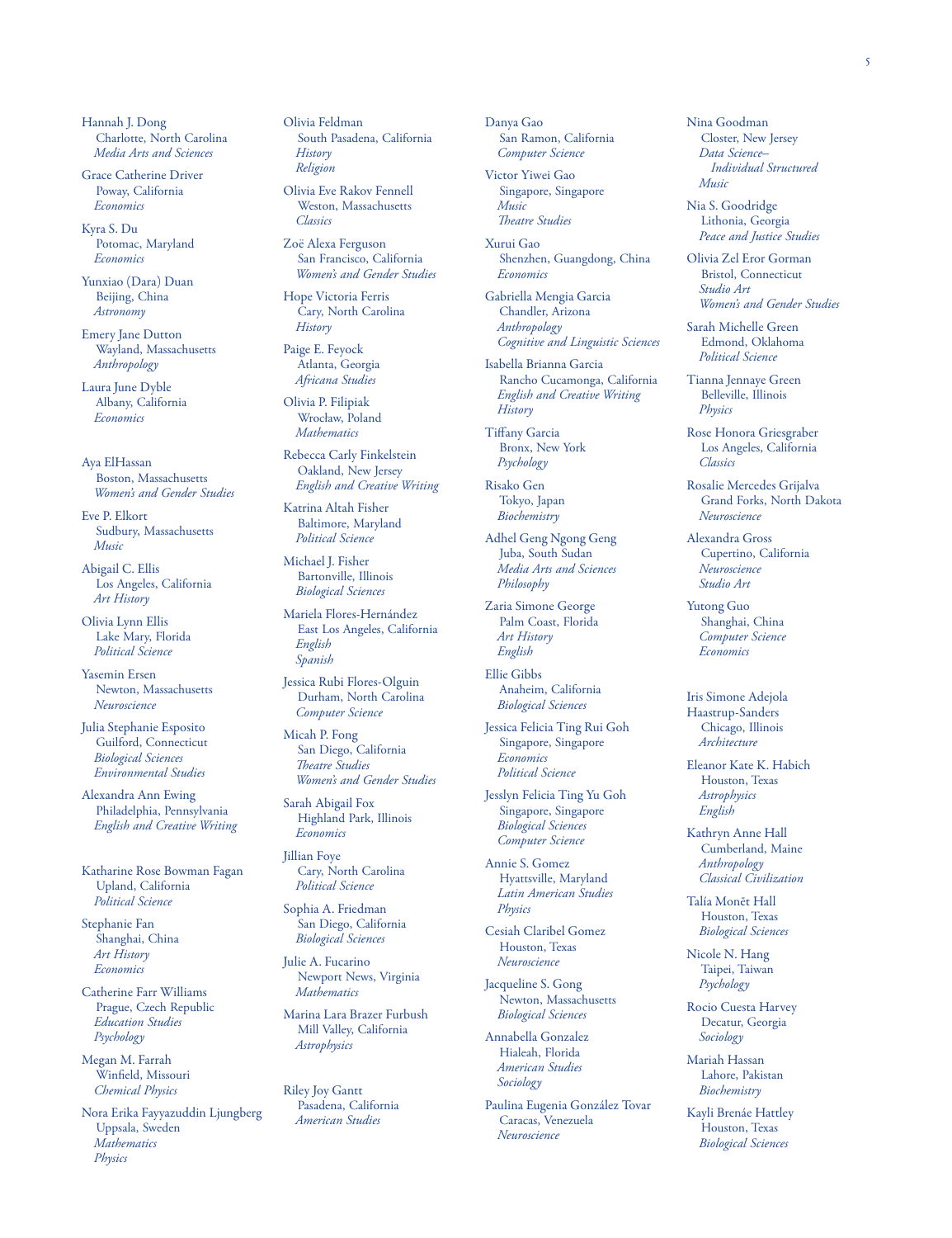Hannah J. Dong
Charlotte, North Carolina
*Media Arts and Sciences*

Grace Catherine Driver
Poway, California
*Economics*

Kyra S. Du
Potomac, Maryland
*Economics*

Yunxiao (Dara) Duan
Beijing, China
*Astronomy*

Emery Jane Dutton
Wayland, Massachusetts
*Anthropology*

Laura June Dyble
Albany, California
*Economics*

Aya ElHassan
Boston, Massachusetts
*Women's and Gender Studies*

Eve P. Elkort
Sudbury, Massachusetts
*Music*

Abigail C. Ellis
Los Angeles, California
*Art History*

Olivia Lynn Ellis
Lake Mary, Florida
*Political Science*

Yasemin Ersen
Newton, Massachusetts
*Neuroscience*

Julia Stephanie Esposito
Guilford, Connecticut
*Biological Sciences*
*Environmental Studies*

Alexandra Ann Ewing
Philadelphia, Pennsylvania
*English and Creative Writing*

Katharine Rose Bowman Fagan
Upland, California
*Political Science*

Stephanie Fan
Shanghai, China
*Art History*
*Economics*

Catherine Farr Williams
Prague, Czech Republic
*Education Studies*
*Psychology*

Megan M. Farrah
Winfield, Missouri
*Chemical Physics*

Nora Erika Fayyazuddin Ljungberg
Uppsala, Sweden
*Mathematics*
*Physics*

Olivia Feldman
South Pasadena, California
*History*
*Religion*

Olivia Eve Rakov Fennell
Weston, Massachusetts
*Classics*

Zoë Alexa Ferguson
San Francisco, California
*Women's and Gender Studies*

Hope Victoria Ferris
Cary, North Carolina
*History*

Paige E. Feyock
Atlanta, Georgia
*Africana Studies*

Olivia P. Filipiak
Wrocław, Poland
*Mathematics*

Rebecca Carly Finkelstein
Oakland, New Jersey
*English and Creative Writing*

Katrina Altah Fisher
Baltimore, Maryland
*Political Science*

Michael J. Fisher
Bartonville, Illinois
*Biological Sciences*

Mariela Flores-Hernández
East Los Angeles, California
*English*
*Spanish*

Jessica Rubi Flores-Olguin
Durham, North Carolina
*Computer Science*

Micah P. Fong
San Diego, California
*Theatre Studies*
*Women's and Gender Studies*

Sarah Abigail Fox
Highland Park, Illinois
*Economics*

Jillian Foye
Cary, North Carolina
*Political Science*

Sophia A. Friedman
San Diego, California
*Biological Sciences*

Julie A. Fucarino
Newport News, Virginia
*Mathematics*

Marina Lara Brazer Furbush
Mill Valley, California
*Astrophysics*

Riley Joy Gantt
Pasadena, California
*American Studies*

Danya Gao
San Ramon, California
*Computer Science*

Victor Yiwei Gao
Singapore, Singapore
*Music*
*Theatre Studies*

Xurui Gao
Shenzhen, Guangdong, China
*Economics*

Gabriella Mengia Garcia
Chandler, Arizona
*Anthropology*
*Cognitive and Linguistic Sciences*

Isabella Brianna Garcia
Rancho Cucamonga, California
*English and Creative Writing*
*History*

Tiffany Garcia
Bronx, New York
*Psychology*

Risako Gen
Tokyo, Japan
*Biochemistry*

Adhel Geng Ngong Geng
Juba, South Sudan
*Media Arts and Sciences*
*Philosophy*

Zaria Simone George
Palm Coast, Florida
*Art History*
*English*

Ellie Gibbs
Anaheim, California
*Biological Sciences*

Jessica Felicia Ting Rui Goh
Singapore, Singapore
*Economics*
*Political Science*

Jesslyn Felicia Ting Yu Goh
Singapore, Singapore
*Biological Sciences*
*Computer Science*

Annie S. Gomez
Hyattsville, Maryland
*Latin American Studies*
*Physics*

Cesiah Claribel Gomez
Houston, Texas
*Neuroscience*

Jacqueline S. Gong
Newton, Massachusetts
*Biological Sciences*

Annabella Gonzalez
Hialeah, Florida
*American Studies*
*Sociology*

Paulina Eugenia González Tovar
Caracas, Venezuela
*Neuroscience*

Nina Goodman
Closter, New Jersey
*Data Science–Individual Structured*
*Music*

Nia S. Goodridge
Lithonia, Georgia
*Peace and Justice Studies*

Olivia Zel Eror Gorman
Bristol, Connecticut
*Studio Art*
*Women's and Gender Studies*

Sarah Michelle Green
Edmond, Oklahoma
*Political Science*

Tianna Jennaye Green
Belleville, Illinois
*Physics*

Rose Honora Griesgraber
Los Angeles, California
*Classics*

Rosalie Mercedes Grijalva
Grand Forks, North Dakota
*Neuroscience*

Alexandra Gross
Cupertino, California
*Neuroscience*
*Studio Art*

Yutong Guo
Shanghai, China
*Computer Science*
*Economics*

Iris Simone Adejola Haastrup-Sanders
Chicago, Illinois
*Architecture*

Eleanor Kate K. Habich
Houston, Texas
*Astrophysics*
*English*

Kathryn Anne Hall
Cumberland, Maine
*Anthropology*
*Classical Civilization*

Talía Monēt Hall
Houston, Texas
*Biological Sciences*

Nicole N. Hang
Taipei, Taiwan
*Psychology*

Rocio Cuesta Harvey
Decatur, Georgia
*Sociology*

Mariah Hassan
Lahore, Pakistan
*Biochemistry*

Kayli Brenáe Hattley
Houston, Texas
*Biological Sciences*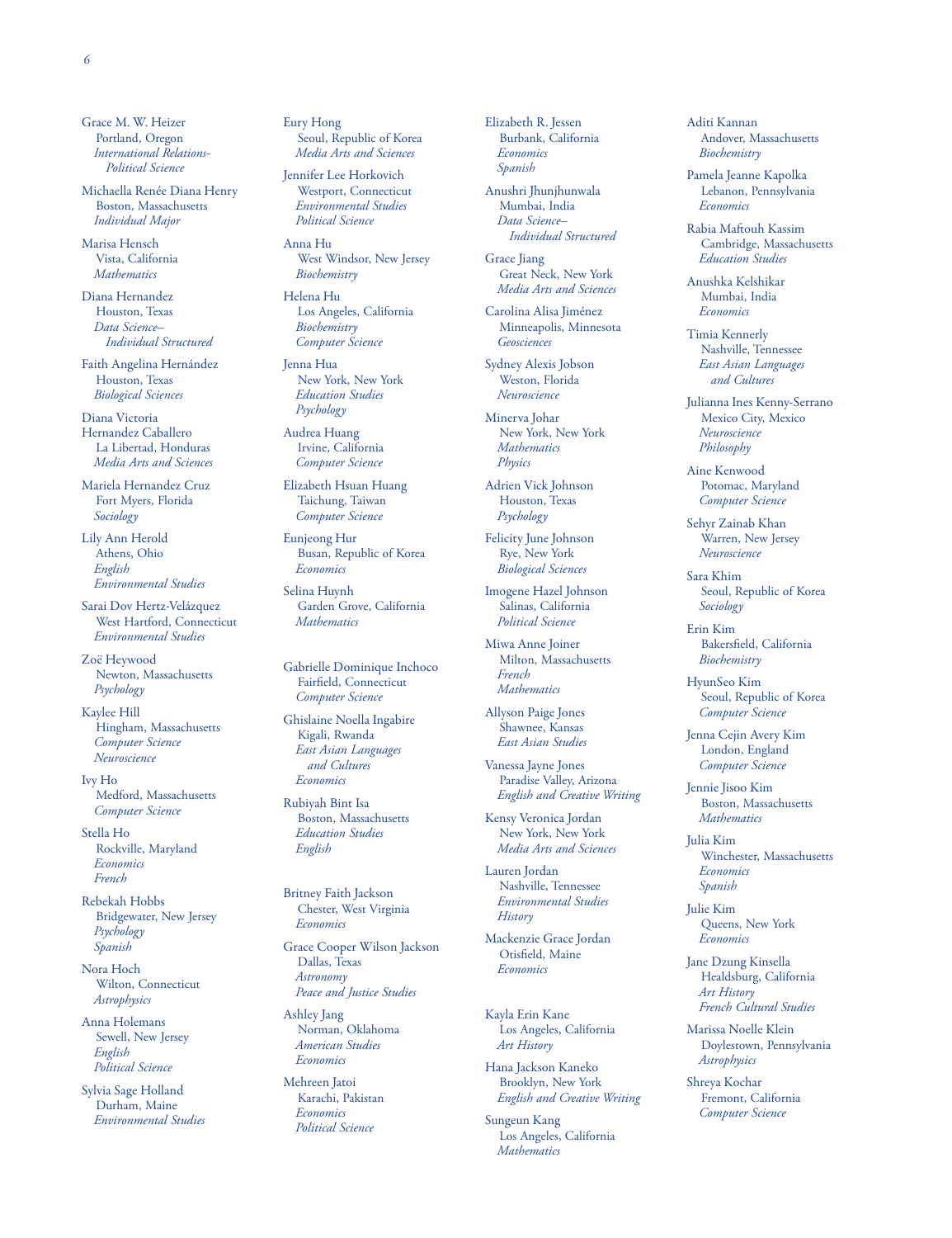Grace M. W. Heizer
Portland, Oregon
*International Relations-Political Science*

Michaella Renée Diana Henry
Boston, Massachusetts
*Individual Major*

Marisa Hensch
Vista, California
*Mathematics*

Diana Hernandez
Houston, Texas
*Data Science–Individual Structured*

Faith Angelina Hernández
Houston, Texas
*Biological Sciences*

Diana Victoria Hernandez Caballero
La Libertad, Honduras
*Media Arts and Sciences*

Mariela Hernandez Cruz
Fort Myers, Florida
*Sociology*

Lily Ann Herold
Athens, Ohio
*English*
*Environmental Studies*

Sarai Dov Hertz-Velázquez
West Hartford, Connecticut
*Environmental Studies*

Zoë Heywood
Newton, Massachusetts
*Psychology*

Kaylee Hill
Hingham, Massachusetts
*Computer Science*
*Neuroscience*

Ivy Ho
Medford, Massachusetts
*Computer Science*

Stella Ho
Rockville, Maryland
*Economics*
*French*

Rebekah Hobbs
Bridgewater, New Jersey
*Psychology*
*Spanish*

Nora Hoch
Wilton, Connecticut
*Astrophysics*

Anna Holemans
Sewell, New Jersey
*English*
*Political Science*

Sylvia Sage Holland
Durham, Maine
*Environmental Studies*

Eury Hong
Seoul, Republic of Korea
*Media Arts and Sciences*

Jennifer Lee Horkovich
Westport, Connecticut
*Environmental Studies*
*Political Science*

Anna Hu
West Windsor, New Jersey
*Biochemistry*

Helena Hu
Los Angeles, California
*Biochemistry*
*Computer Science*

Jenna Hua
New York, New York
*Education Studies*
*Psychology*

Audrea Huang
Irvine, California
*Computer Science*

Elizabeth Hsuan Huang
Taichung, Taiwan
*Computer Science*

Eunjeong Hur
Busan, Republic of Korea
*Economics*

Selina Huynh
Garden Grove, California
*Mathematics*

Gabrielle Dominique Inchoco
Fairfield, Connecticut
*Computer Science*

Ghislaine Noella Ingabire
Kigali, Rwanda
*East Asian Languages and Cultures*
*Economics*

Rubiyah Bint Isa
Boston, Massachusetts
*Education Studies*
*English*

Britney Faith Jackson
Chester, West Virginia
*Economics*

Grace Cooper Wilson Jackson
Dallas, Texas
*Astronomy*
*Peace and Justice Studies*

Ashley Jang
Norman, Oklahoma
*American Studies*
*Economics*

Mehreen Jatoi
Karachi, Pakistan
*Economics*
*Political Science*

Elizabeth R. Jessen
Burbank, California
*Economics*
*Spanish*

Anushri Jhunjhunwala
Mumbai, India
*Data Science–Individual Structured*

Grace Jiang
Great Neck, New York
*Media Arts and Sciences*

Carolina Alisa Jiménez
Minneapolis, Minnesota
*Geosciences*

Sydney Alexis Jobson
Weston, Florida
*Neuroscience*

Minerva Johar
New York, New York
*Mathematics*
*Physics*

Adrien Vick Johnson
Houston, Texas
*Psychology*

Felicity June Johnson
Rye, New York
*Biological Sciences*

Imogene Hazel Johnson
Salinas, California
*Political Science*

Miwa Anne Joiner
Milton, Massachusetts
*French*
*Mathematics*

Allyson Paige Jones
Shawnee, Kansas
*East Asian Studies*

Vanessa Jayne Jones
Paradise Valley, Arizona
*English and Creative Writing*

Kensy Veronica Jordan
New York, New York
*Media Arts and Sciences*

Lauren Jordan
Nashville, Tennessee
*Environmental Studies*
*History*

Mackenzie Grace Jordan
Otisfield, Maine
*Economics*

Kayla Erin Kane
Los Angeles, California
*Art History*

Hana Jackson Kaneko
Brooklyn, New York
*English and Creative Writing*

Sungeun Kang
Los Angeles, California
*Mathematics*

Aditi Kannan
Andover, Massachusetts
*Biochemistry*

Pamela Jeanne Kapolka
Lebanon, Pennsylvania
*Economics*

Rabia Maftouh Kassim
Cambridge, Massachusetts
*Education Studies*

Anushka Kelshikar
Mumbai, India
*Economics*

Timia Kennerly
Nashville, Tennessee
*East Asian Languages and Cultures*

Julianna Ines Kenny-Serrano
Mexico City, Mexico
*Neuroscience*
*Philosophy*

Aine Kenwood
Potomac, Maryland
*Computer Science*

Sehyr Zainab Khan
Warren, New Jersey
*Neuroscience*

Sara Khim
Seoul, Republic of Korea
*Sociology*

Erin Kim
Bakersfield, California
*Biochemistry*

HyunSeo Kim
Seoul, Republic of Korea
*Computer Science*

Jenna Cejin Avery Kim
London, England
*Computer Science*

Jennie Jisoo Kim
Boston, Massachusetts
*Mathematics*

Julia Kim
Winchester, Massachusetts
*Economics*
*Spanish*

Julie Kim
Queens, New York
*Economics*

Jane Dzung Kinsella
Healdsburg, California
*Art History*
*French Cultural Studies*

Marissa Noelle Klein
Doylestown, Pennsylvania
*Astrophysics*

Shreya Kochar
Fremont, California
*Computer Science*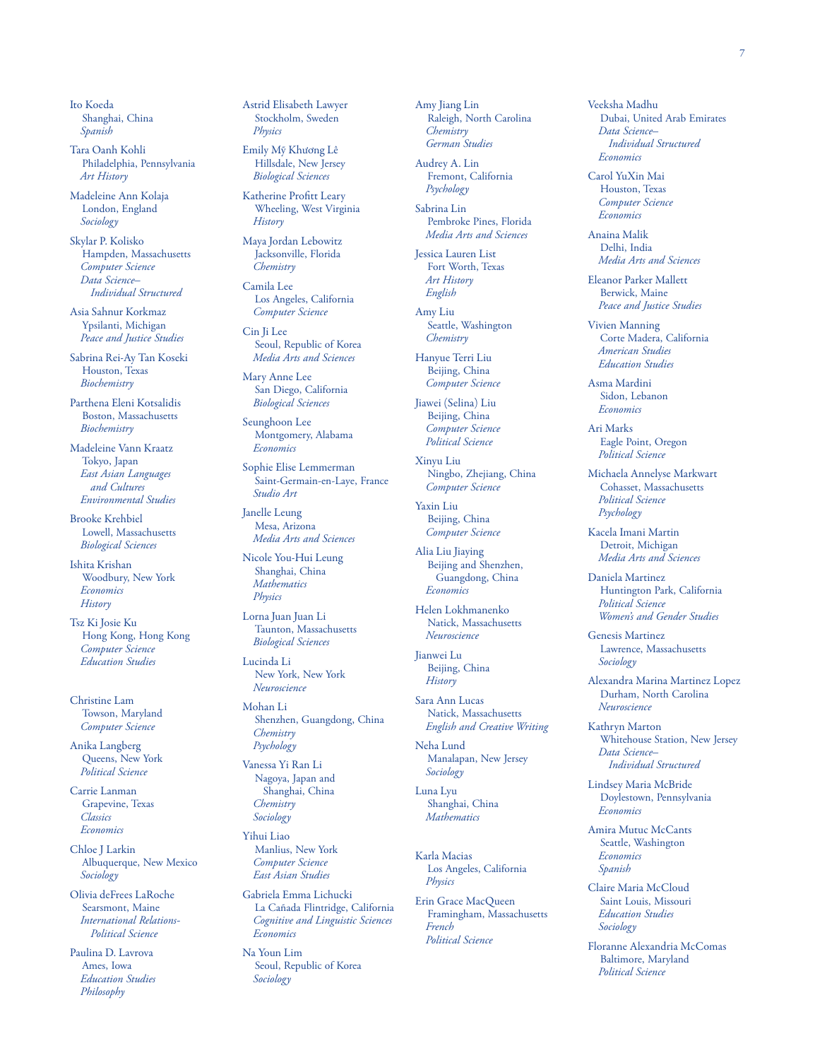Ito Koeda
Shanghai, China
*Spanish*

Tara Oanh Kohli
Philadelphia, Pennsylvania
*Art History*

Madeleine Ann Kolaja
London, England
*Sociology*

Skylar P. Kolisko
Hampden, Massachusetts
*Computer Science*
*Data Science–Individual Structured*

Asia Sahnur Korkmaz
Ypsilanti, Michigan
*Peace and Justice Studies*

Sabrina Rei-Ay Tan Koseki
Houston, Texas
*Biochemistry*

Parthena Eleni Kotsalidis
Boston, Massachusetts
*Biochemistry*

Madeleine Vann Kraatz
Tokyo, Japan
*East Asian Languages and Cultures*
*Environmental Studies*

Brooke Krehbiel
Lowell, Massachusetts
*Biological Sciences*

Ishita Krishan
Woodbury, New York
*Economics*
*History*

Tsz Ki Josie Ku
Hong Kong, Hong Kong
*Computer Science*
*Education Studies*

Christine Lam
Towson, Maryland
*Computer Science*

Anika Langberg
Queens, New York
*Political Science*

Carrie Lanman
Grapevine, Texas
*Classics*
*Economics*

Chloe J Larkin
Albuquerque, New Mexico
*Sociology*

Olivia deFrees LaRoche
Searsmont, Maine
*International Relations-Political Science*

Paulina D. Lavrova
Ames, Iowa
*Education Studies*
*Philosophy*

Astrid Elisabeth Lawyer
Stockholm, Sweden
*Physics*

Emily Mỹ Khương Lê
Hillsdale, New Jersey
*Biological Sciences*

Katherine Profitt Leary
Wheeling, West Virginia
*History*

Maya Jordan Lebowitz
Jacksonville, Florida
*Chemistry*

Camila Lee
Los Angeles, California
*Computer Science*

Cin Ji Lee
Seoul, Republic of Korea
*Media Arts and Sciences*

Mary Anne Lee
San Diego, California
*Biological Sciences*

Seunghoon Lee
Montgomery, Alabama
*Economics*

Sophie Elise Lemmerman
Saint-Germain-en-Laye, France
*Studio Art*

Janelle Leung
Mesa, Arizona
*Media Arts and Sciences*

Nicole You-Hui Leung
Shanghai, China
*Mathematics*
*Physics*

Lorna Juan Juan Li
Taunton, Massachusetts
*Biological Sciences*

Lucinda Li
New York, New York
*Neuroscience*

Mohan Li
Shenzhen, Guangdong, China
*Chemistry*
*Psychology*

Vanessa Yi Ran Li
Nagoya, Japan and Shanghai, China
*Chemistry*
*Sociology*

Yihui Liao
Manlius, New York
*Computer Science*
*East Asian Studies*

Gabriela Emma Lichucki
La Cañada Flintridge, California
*Cognitive and Linguistic Sciences*
*Economics*

Na Youn Lim
Seoul, Republic of Korea
*Sociology*

Amy Jiang Lin
Raleigh, North Carolina
*Chemistry*
*German Studies*

Audrey A. Lin
Fremont, California
*Psychology*

Sabrina Lin
Pembroke Pines, Florida
*Media Arts and Sciences*

Jessica Lauren List
Fort Worth, Texas
*Art History*
*English*

Amy Liu
Seattle, Washington
*Chemistry*

Hanyue Terri Liu
Beijing, China
*Computer Science*

Jiawei (Selina) Liu
Beijing, China
*Computer Science*
*Political Science*

Xinyu Liu
Ningbo, Zhejiang, China
*Computer Science*

Yaxin Liu
Beijing, China
*Computer Science*

Alia Liu Jiaying
Beijing and Shenzhen, Guangdong, China
*Economics*

Helen Lokhmanenko
Natick, Massachusetts
*Neuroscience*

Jianwei Lu
Beijing, China
*History*

Sara Ann Lucas
Natick, Massachusetts
*English and Creative Writing*

Neha Lund
Manalapan, New Jersey
*Sociology*

Luna Lyu
Shanghai, China
*Mathematics*

Karla Macias
Los Angeles, California
*Physics*

Erin Grace MacQueen
Framingham, Massachusetts
*French*
*Political Science*

Veeksha Madhu
Dubai, United Arab Emirates
*Data Science–Individual Structured*
*Economics*

Carol YuXin Mai
Houston, Texas
*Computer Science*
*Economics*

Anaina Malik
Delhi, India
*Media Arts and Sciences*

Eleanor Parker Mallett
Berwick, Maine
*Peace and Justice Studies*

Vivien Manning
Corte Madera, California
*American Studies*
*Education Studies*

Asma Mardini
Sidon, Lebanon
*Economics*

Ari Marks
Eagle Point, Oregon
*Political Science*

Michaela Annelyse Markwart
Cohasset, Massachusetts
*Political Science*
*Psychology*

Kacela Imani Martin
Detroit, Michigan
*Media Arts and Sciences*

Daniela Martinez
Huntington Park, California
*Political Science*
*Women's and Gender Studies*

Genesis Martinez
Lawrence, Massachusetts
*Sociology*

Alexandra Marina Martinez Lopez
Durham, North Carolina
*Neuroscience*

Kathryn Marton
Whitehouse Station, New Jersey
*Data Science–Individual Structured*

Lindsey Maria McBride
Doylestown, Pennsylvania
*Economics*

Amira Mutuc McCants
Seattle, Washington
*Economics*
*Spanish*

Claire Maria McCloud
Saint Louis, Missouri
*Education Studies*
*Sociology*

Floranne Alexandria McComas
Baltimore, Maryland
*Political Science*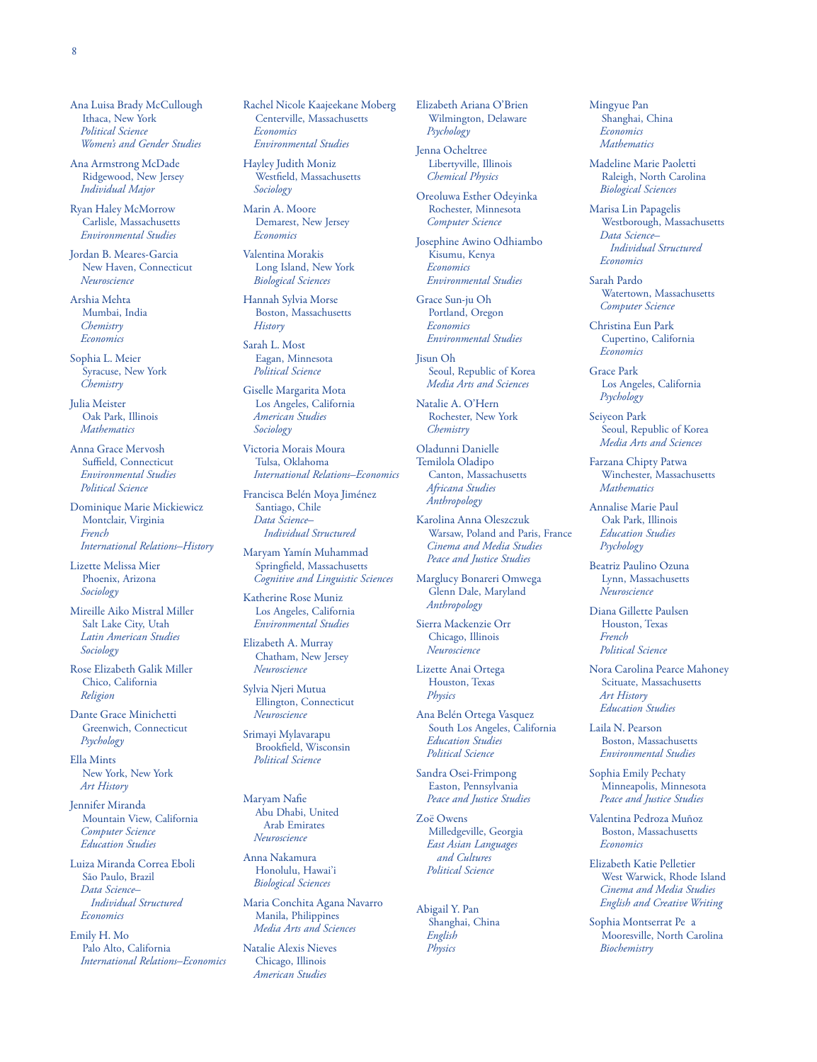Ana Luisa Brady McCullough
Ithaca, New York
*Political Science*
*Women's and Gender Studies*

Ana Armstrong McDade
Ridgewood, New Jersey
*Individual Major*

Ryan Haley McMorrow
Carlisle, Massachusetts
*Environmental Studies*

Jordan B. Meares-Garcia
New Haven, Connecticut
*Neuroscience*

Arshia Mehta
Mumbai, India
*Chemistry*
*Economics*

Sophia L. Meier
Syracuse, New York
*Chemistry*

Julia Meister
Oak Park, Illinois
*Mathematics*

Anna Grace Mervosh
Suffield, Connecticut
*Environmental Studies*
*Political Science*

Dominique Marie Mickiewicz
Montclair, Virginia
*French*
*International Relations–History*

Lizette Melissa Mier
Phoenix, Arizona
*Sociology*

Mireille Aiko Mistral Miller
Salt Lake City, Utah
*Latin American Studies*
*Sociology*

Rose Elizabeth Galik Miller
Chico, California
*Religion*

Dante Grace Minichetti
Greenwich, Connecticut
*Psychology*

Ella Mints
New York, New York
*Art History*

Jennifer Miranda
Mountain View, California
*Computer Science*
*Education Studies*

Luiza Miranda Correa Eboli
São Paulo, Brazil
*Data Science–Individual Structured*
*Economics*

Emily H. Mo
Palo Alto, California
*International Relations–Economics*

Rachel Nicole Kaajeekane Moberg
Centerville, Massachusetts
*Economics*
*Environmental Studies*

Hayley Judith Moniz
Westfield, Massachusetts
*Sociology*

Marin A. Moore
Demarest, New Jersey
*Economics*

Valentina Morakis
Long Island, New York
*Biological Sciences*

Hannah Sylvia Morse
Boston, Massachusetts
*History*

Sarah L. Most
Eagan, Minnesota
*Political Science*

Giselle Margarita Mota
Los Angeles, California
*American Studies*
*Sociology*

Victoria Morais Moura
Tulsa, Oklahoma
*International Relations–Economics*

Francisca Belén Moya Jiménez
Santiago, Chile
*Data Science–Individual Structured*

Maryam Yamín Muhammad
Springfield, Massachusetts
*Cognitive and Linguistic Sciences*

Katherine Rose Muniz
Los Angeles, California
*Environmental Studies*

Elizabeth A. Murray
Chatham, New Jersey
*Neuroscience*

Sylvia Njeri Mutua
Ellington, Connecticut
*Neuroscience*

Srimayi Mylavarapu
Brookfield, Wisconsin
*Political Science*

Maryam Nafie
Abu Dhabi, United Arab Emirates
*Neuroscience*

Anna Nakamura
Honolulu, Hawai'i
*Biological Sciences*

Maria Conchita Agana Navarro
Manila, Philippines
*Media Arts and Sciences*

Natalie Alexis Nieves
Chicago, Illinois
*American Studies*

Elizabeth Ariana O'Brien
Wilmington, Delaware
*Psychology*

Jenna Ocheltree
Libertyville, Illinois
*Chemical Physics*

Oreoluwa Esther Odeyinka
Rochester, Minnesota
*Computer Science*

Josephine Awino Odhiambo
Kisumu, Kenya
*Economics*
*Environmental Studies*

Grace Sun-ju Oh
Portland, Oregon
*Economics*
*Environmental Studies*

Jisun Oh
Seoul, Republic of Korea
*Media Arts and Sciences*

Natalie A. O'Hern
Rochester, New York
*Chemistry*

Oladunni Danielle Temilola Oladipo
Canton, Massachusetts
*Africana Studies*
*Anthropology*

Karolina Anna Oleszczuk
Warsaw, Poland and Paris, France
*Cinema and Media Studies*
*Peace and Justice Studies*

Marglucy Bonareri Omwega
Glenn Dale, Maryland
*Anthropology*

Sierra Mackenzie Orr
Chicago, Illinois
*Neuroscience*

Lizette Anai Ortega
Houston, Texas
*Physics*

Ana Belén Ortega Vasquez
South Los Angeles, California
*Education Studies*
*Political Science*

Sandra Osei-Frimpong
Easton, Pennsylvania
*Peace and Justice Studies*

Zoë Owens
Milledgeville, Georgia
*East Asian Languages and Cultures*
*Political Science*

Abigail Y. Pan
Shanghai, China
*English*
*Physics*

Mingyue Pan
Shanghai, China
*Economics*
*Mathematics*

Madeline Marie Paoletti
Raleigh, North Carolina
*Biological Sciences*

Marisa Lin Papagelis
Westborough, Massachusetts
*Data Science–Individual Structured*
*Economics*

Sarah Pardo
Watertown, Massachusetts
*Computer Science*

Christina Eun Park
Cupertino, California
*Economics*

Grace Park
Los Angeles, California
*Psychology*

Seiyeon Park
Seoul, Republic of Korea
*Media Arts and Sciences*

Farzana Chipty Patwa
Winchester, Massachusetts
*Mathematics*

Annalise Marie Paul
Oak Park, Illinois
*Education Studies*
*Psychology*

Beatriz Paulino Ozuna
Lynn, Massachusetts
*Neuroscience*

Diana Gillette Paulsen
Houston, Texas
*French*
*Political Science*

Nora Carolina Pearce Mahoney
Scituate, Massachusetts
*Art History*
*Education Studies*

Laila N. Pearson
Boston, Massachusetts
*Environmental Studies*

Sophia Emily Pechaty
Minneapolis, Minnesota
*Peace and Justice Studies*

Valentina Pedroza Muñoz
Boston, Massachusetts
*Economics*

Elizabeth Katie Pelletier
West Warwick, Rhode Island
*Cinema and Media Studies*
*English and Creative Writing*

Sophia Montserrat Pe a
Mooresville, North Carolina
*Biochemistry*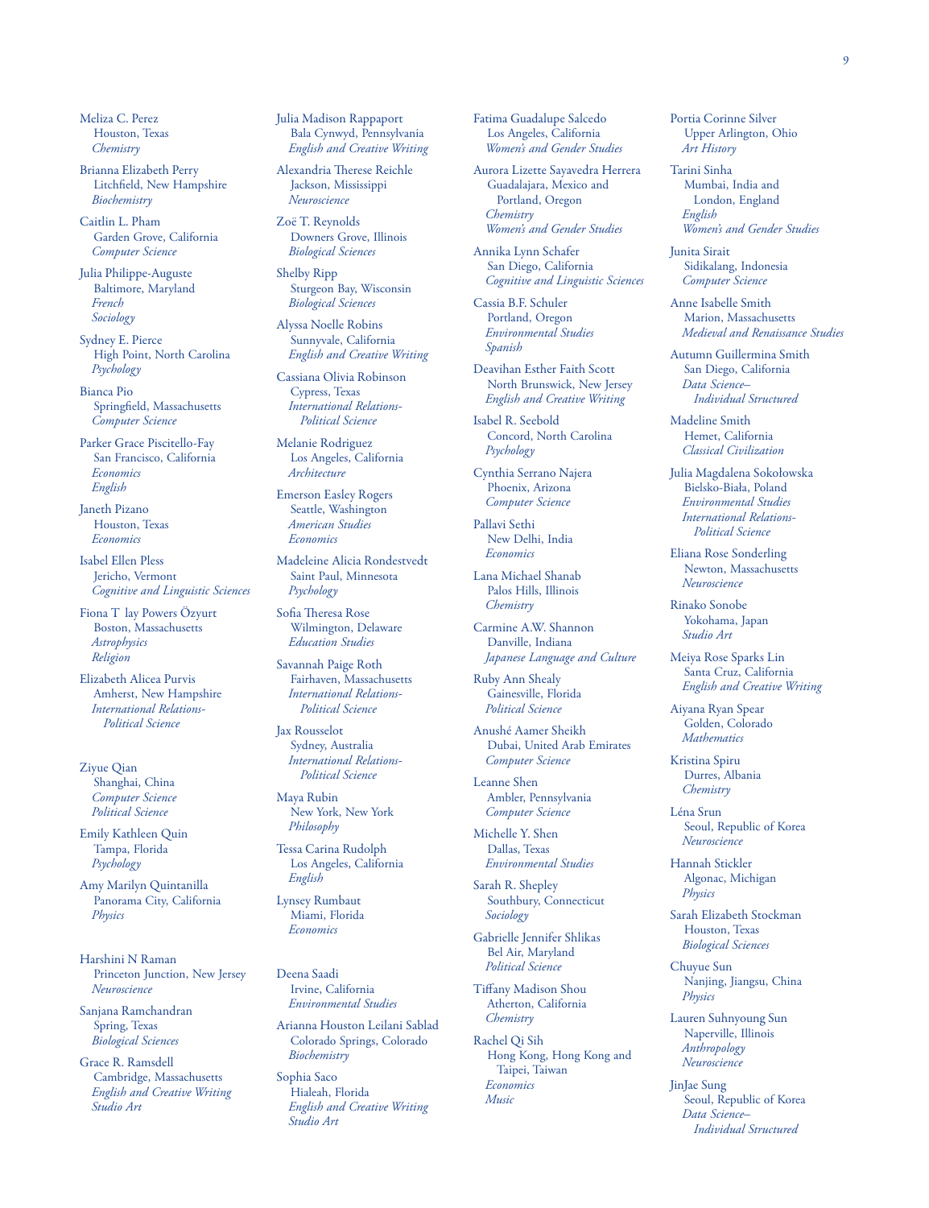Meliza C. Perez
Houston, Texas
*Chemistry*

Brianna Elizabeth Perry
Litchfield, New Hampshire
*Biochemistry*

Caitlin L. Pham
Garden Grove, California
*Computer Science*

Julia Philippe-Auguste
Baltimore, Maryland
*French*
*Sociology*

Sydney E. Pierce
High Point, North Carolina
*Psychology*

Bianca Pio
Springfield, Massachusetts
*Computer Science*

Parker Grace Piscitello-Fay
San Francisco, California
*Economics*
*English*

Janeth Pizano
Houston, Texas
*Economics*

Isabel Ellen Pless
Jericho, Vermont
*Cognitive and Linguistic Sciences*

Fiona T lay Powers Özyurt
Boston, Massachusetts
*Astrophysics*
*Religion*

Elizabeth Alicea Purvis
Amherst, New Hampshire
*International Relations-Political Science*

Ziyue Qian
Shanghai, China
*Computer Science*
*Political Science*

Emily Kathleen Quin
Tampa, Florida
*Psychology*

Amy Marilyn Quintanilla
Panorama City, California
*Physics*

Harshini N Raman
Princeton Junction, New Jersey
*Neuroscience*

Sanjana Ramchandran
Spring, Texas
*Biological Sciences*

Grace R. Ramsdell
Cambridge, Massachusetts
*English and Creative Writing*
*Studio Art*

Julia Madison Rappaport
Bala Cynwyd, Pennsylvania
*English and Creative Writing*

Alexandria Therese Reichle
Jackson, Mississippi
*Neuroscience*

Zoë T. Reynolds
Downers Grove, Illinois
*Biological Sciences*

Shelby Ripp
Sturgeon Bay, Wisconsin
*Biological Sciences*

Alyssa Noelle Robins
Sunnyvale, California
*English and Creative Writing*

Cassiana Olivia Robinson
Cypress, Texas
*International Relations-Political Science*

Melanie Rodriguez
Los Angeles, California
*Architecture*

Emerson Easley Rogers
Seattle, Washington
*American Studies*
*Economics*

Madeleine Alicia Rondestvedt
Saint Paul, Minnesota
*Psychology*

Sofia Theresa Rose
Wilmington, Delaware
*Education Studies*

Savannah Paige Roth
Fairhaven, Massachusetts
*International Relations-Political Science*

Jax Rousselot
Sydney, Australia
*International Relations-Political Science*

Maya Rubin
New York, New York
*Philosophy*

Tessa Carina Rudolph
Los Angeles, California
*English*

Lynsey Rumbaut
Miami, Florida
*Economics*

Deena Saadi
Irvine, California
*Environmental Studies*

Arianna Houston Leilani Sablad
Colorado Springs, Colorado
*Biochemistry*

Sophia Saco
Hialeah, Florida
*English and Creative Writing*
*Studio Art*

Fatima Guadalupe Salcedo
Los Angeles, California
*Women's and Gender Studies*

Aurora Lizette Sayavedra Herrera
Guadalajara, Mexico and Portland, Oregon
*Chemistry*
*Women's and Gender Studies*

Annika Lynn Schafer
San Diego, California
*Cognitive and Linguistic Sciences*

Cassia B.F. Schuler
Portland, Oregon
*Environmental Studies*
*Spanish*

Deavihan Esther Faith Scott
North Brunswick, New Jersey
*English and Creative Writing*

Isabel R. Seebold
Concord, North Carolina
*Psychology*

Cynthia Serrano Najera
Phoenix, Arizona
*Computer Science*

Pallavi Sethi
New Delhi, India
*Economics*

Lana Michael Shanab
Palos Hills, Illinois
*Chemistry*

Carmine A.W. Shannon
Danville, Indiana
*Japanese Language and Culture*

Ruby Ann Shealy
Gainesville, Florida
*Political Science*

Anushé Aamer Sheikh
Dubai, United Arab Emirates
*Computer Science*

Leanne Shen
Ambler, Pennsylvania
*Computer Science*

Michelle Y. Shen
Dallas, Texas
*Environmental Studies*

Sarah R. Shepley
Southbury, Connecticut
*Sociology*

Gabrielle Jennifer Shlikas
Bel Air, Maryland
*Political Science*

Tiffany Madison Shou
Atherton, California
*Chemistry*

Rachel Qi Sih
Hong Kong, Hong Kong and Taipei, Taiwan
*Economics*
*Music*

Portia Corinne Silver
Upper Arlington, Ohio
*Art History*

Tarini Sinha
Mumbai, India and London, England
*English*
*Women's and Gender Studies*

Junita Sirait
Sidikalang, Indonesia
*Computer Science*

Anne Isabelle Smith
Marion, Massachusetts
*Medieval and Renaissance Studies*

Autumn Guillermina Smith
San Diego, California
*Data Science–Individual Structured*

Madeline Smith
Hemet, California
*Classical Civilization*

Julia Magdalena Sokołowska
Bielsko-Biała, Poland
*Environmental Studies*
*International Relations-Political Science*

Eliana Rose Sonderling
Newton, Massachusetts
*Neuroscience*

Rinako Sonobe
Yokohama, Japan
*Studio Art*

Meiya Rose Sparks Lin
Santa Cruz, California
*English and Creative Writing*

Aiyana Ryan Spear
Golden, Colorado
*Mathematics*

Kristina Spiru
Durres, Albania
*Chemistry*

Léna Srun
Seoul, Republic of Korea
*Neuroscience*

Hannah Stickler
Algonac, Michigan
*Physics*

Sarah Elizabeth Stockman
Houston, Texas
*Biological Sciences*

Chuyue Sun
Nanjing, Jiangsu, China
*Physics*

Lauren Suhnyoung Sun
Naperville, Illinois
*Anthropology*
*Neuroscience*

JinJae Sung
Seoul, Republic of Korea
*Data Science–Individual Structured*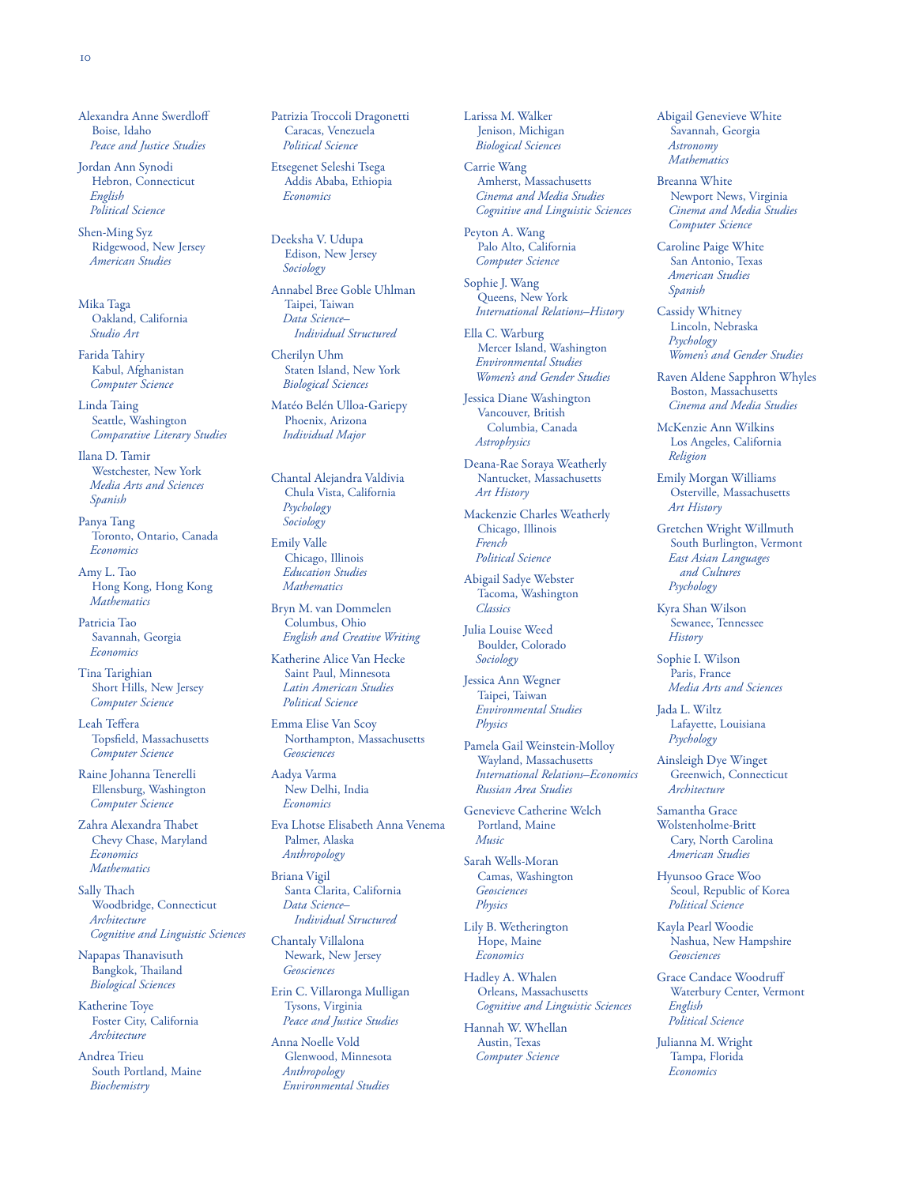Alexandra Anne Swerdloff
Boise, Idaho
*Peace and Justice Studies*

Jordan Ann Synodi
Hebron, Connecticut
*English*
*Political Science*

Shen-Ming Syz
Ridgewood, New Jersey
*American Studies*

Mika Taga
Oakland, California
*Studio Art*

Farida Tahiry
Kabul, Afghanistan
*Computer Science*

Linda Taing
Seattle, Washington
*Comparative Literary Studies*

Ilana D. Tamir
Westchester, New York
*Media Arts and Sciences*
*Spanish*

Panya Tang
Toronto, Ontario, Canada
*Economics*

Amy L. Tao
Hong Kong, Hong Kong
*Mathematics*

Patricia Tao
Savannah, Georgia
*Economics*

Tina Tarighian
Short Hills, New Jersey
*Computer Science*

Leah Teffera
Topsfield, Massachusetts
*Computer Science*

Raine Johanna Tenerelli
Ellensburg, Washington
*Computer Science*

Zahra Alexandra Thabet
Chevy Chase, Maryland
*Economics*
*Mathematics*

Sally Thach
Woodbridge, Connecticut
*Architecture*
*Cognitive and Linguistic Sciences*

Napapas Thanavisuth
Bangkok, Thailand
*Biological Sciences*

Katherine Toye
Foster City, California
*Architecture*

Andrea Trieu
South Portland, Maine
*Biochemistry*

Patrizia Troccoli Dragonetti
Caracas, Venezuela
*Political Science*

Etsegenet Seleshi Tsega
Addis Ababa, Ethiopia
*Economics*

Deeksha V. Udupa
Edison, New Jersey
*Sociology*

Annabel Bree Goble Uhlman
Taipei, Taiwan
*Data Science–*
*Individual Structured*

Cherilyn Uhm
Staten Island, New York
*Biological Sciences*

Matéo Belén Ulloa-Gariepy
Phoenix, Arizona
*Individual Major*

Chantal Alejandra Valdivia
Chula Vista, California
*Psychology*
*Sociology*

Emily Valle
Chicago, Illinois
*Education Studies*
*Mathematics*

Bryn M. van Dommelen
Columbus, Ohio
*English and Creative Writing*

Katherine Alice Van Hecke
Saint Paul, Minnesota
*Latin American Studies*
*Political Science*

Emma Elise Van Scoy
Northampton, Massachusetts
*Geosciences*

Aadya Varma
New Delhi, India
*Economics*

Eva Lhotse Elisabeth Anna Venema
Palmer, Alaska
*Anthropology*

Briana Vigil
Santa Clarita, California
*Data Science–*
*Individual Structured*

Chantaly Villalona
Newark, New Jersey
*Geosciences*

Erin C. Villaronga Mulligan
Tysons, Virginia
*Peace and Justice Studies*

Anna Noelle Vold
Glenwood, Minnesota
*Anthropology*
*Environmental Studies*

Larissa M. Walker
Jenison, Michigan
*Biological Sciences*

Carrie Wang
Amherst, Massachusetts
*Cinema and Media Studies*
*Cognitive and Linguistic Sciences*

Peyton A. Wang
Palo Alto, California
*Computer Science*

Sophie J. Wang
Queens, New York
*International Relations–History*

Ella C. Warburg
Mercer Island, Washington
*Environmental Studies*
*Women's and Gender Studies*

Jessica Diane Washington
Vancouver, British
Columbia, Canada
*Astrophysics*

Deana-Rae Soraya Weatherly
Nantucket, Massachusetts
*Art History*

Mackenzie Charles Weatherly
Chicago, Illinois
*French*
*Political Science*

Abigail Sadye Webster
Tacoma, Washington
*Classics*

Julia Louise Weed
Boulder, Colorado
*Sociology*

Jessica Ann Wegner
Taipei, Taiwan
*Environmental Studies*
*Physics*

Pamela Gail Weinstein-Molloy
Wayland, Massachusetts
*International Relations–Economics*
*Russian Area Studies*

Genevieve Catherine Welch
Portland, Maine
*Music*

Sarah Wells-Moran
Camas, Washington
*Geosciences*
*Physics*

Lily B. Wetherington
Hope, Maine
*Economics*

Hadley A. Whalen
Orleans, Massachusetts
*Cognitive and Linguistic Sciences*

Hannah W. Whellan
Austin, Texas
*Computer Science*

Abigail Genevieve White
Savannah, Georgia
*Astronomy*
*Mathematics*

Breanna White
Newport News, Virginia
*Cinema and Media Studies*
*Computer Science*

Caroline Paige White
San Antonio, Texas
*American Studies*
*Spanish*

Cassidy Whitney
Lincoln, Nebraska
*Psychology*
*Women's and Gender Studies*

Raven Aldene Sapphron Whyles
Boston, Massachusetts
*Cinema and Media Studies*

McKenzie Ann Wilkins
Los Angeles, California
*Religion*

Emily Morgan Williams
Osterville, Massachusetts
*Art History*

Gretchen Wright Willmuth
South Burlington, Vermont
*East Asian Languages*
*and Cultures*
*Psychology*

Kyra Shan Wilson
Sewanee, Tennessee
*History*

Sophie I. Wilson
Paris, France
*Media Arts and Sciences*

Jada L. Wiltz
Lafayette, Louisiana
*Psychology*

Ainsleigh Dye Winget
Greenwich, Connecticut
*Architecture*

Samantha Grace
Wolstenholme-Britt
Cary, North Carolina
*American Studies*

Hyunsoo Grace Woo
Seoul, Republic of Korea
*Political Science*

Kayla Pearl Woodie
Nashua, New Hampshire
*Geosciences*

Grace Candace Woodruff
Waterbury Center, Vermont
*English*
*Political Science*

Julianna M. Wright
Tampa, Florida
*Economics*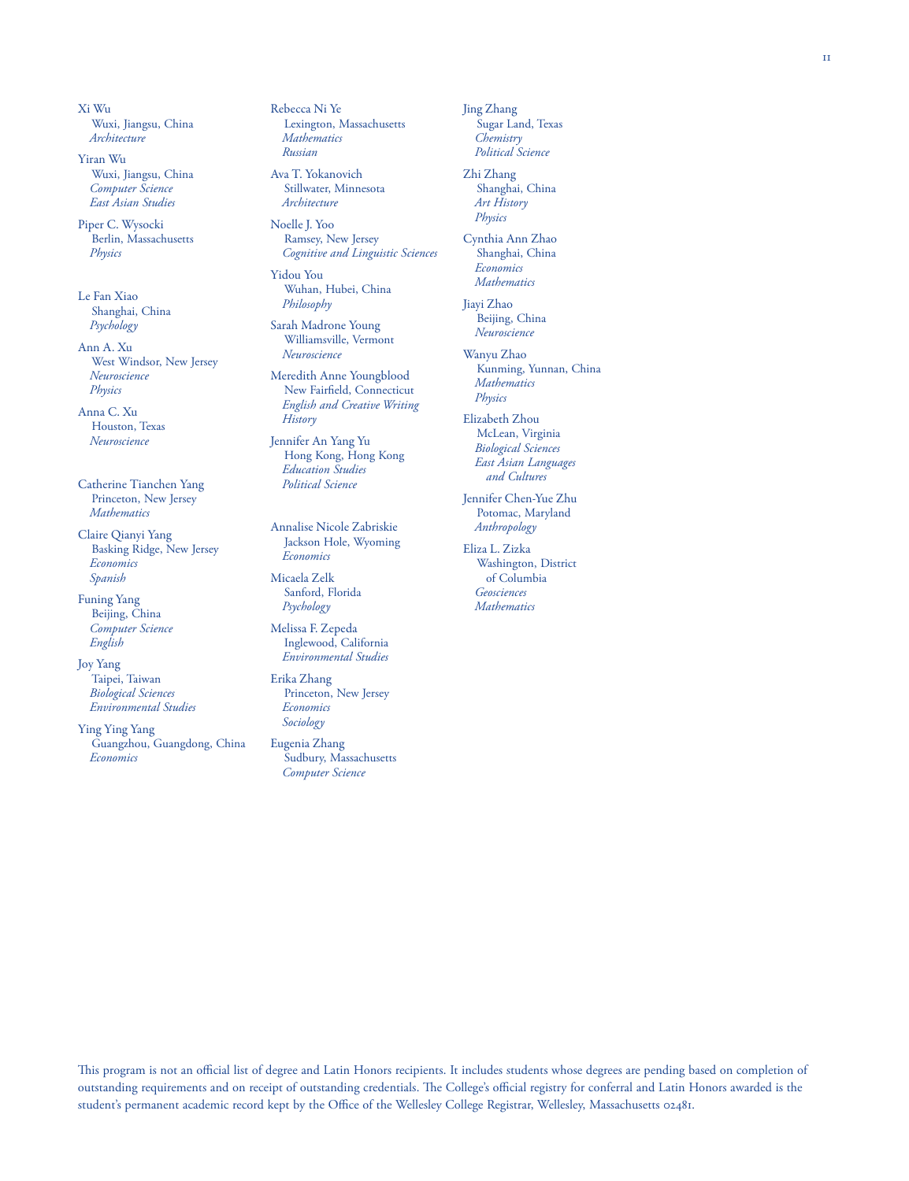Xi Wu
Wuxi, Jiangsu, China
*Architecture*

Yiran Wu
Wuxi, Jiangsu, China
*Computer Science*
*East Asian Studies*

Piper C. Wysocki
Berlin, Massachusetts
*Physics*

Le Fan Xiao
Shanghai, China
*Psychology*

Ann A. Xu
West Windsor, New Jersey
*Neuroscience*
*Physics*

Anna C. Xu
Houston, Texas
*Neuroscience*

Catherine Tianchen Yang
Princeton, New Jersey
*Mathematics*

Claire Qianyi Yang
Basking Ridge, New Jersey
*Economics*
*Spanish*

Funing Yang
Beijing, China
*Computer Science*
*English*

Joy Yang
Taipei, Taiwan
*Biological Sciences*
*Environmental Studies*

Ying Ying Yang
Guangzhou, Guangdong, China
*Economics*

Rebecca Ni Ye
Lexington, Massachusetts
*Mathematics*
*Russian*

Ava T. Yokanovich
Stillwater, Minnesota
*Architecture*

Noelle J. Yoo
Ramsey, New Jersey
*Cognitive and Linguistic Sciences*

Yidou You
Wuhan, Hubei, China
*Philosophy*

Sarah Madrone Young
Williamsville, Vermont
*Neuroscience*

Meredith Anne Youngblood
New Fairfield, Connecticut
*English and Creative Writing*
*History*

Jennifer An Yang Yu
Hong Kong, Hong Kong
*Education Studies*
*Political Science*

Annalise Nicole Zabriskie
Jackson Hole, Wyoming
*Economics*

Micaela Zelk
Sanford, Florida
*Psychology*

Melissa F. Zepeda
Inglewood, California
*Environmental Studies*

Erika Zhang
Princeton, New Jersey
*Economics*
*Sociology*

Eugenia Zhang
Sudbury, Massachusetts
*Computer Science*

Jing Zhang
Sugar Land, Texas
*Chemistry*
*Political Science*

Zhi Zhang
Shanghai, China
*Art History*
*Physics*

Cynthia Ann Zhao
Shanghai, China
*Economics*
*Mathematics*

Jiayi Zhao
Beijing, China
*Neuroscience*

Wanyu Zhao
Kunming, Yunnan, China
*Mathematics*
*Physics*

Elizabeth Zhou
McLean, Virginia
*Biological Sciences*
*East Asian Languages and Cultures*

Jennifer Chen-Yue Zhu
Potomac, Maryland
*Anthropology*

Eliza L. Zizka
Washington, District of Columbia
*Geosciences*
*Mathematics*

This program is not an official list of degree and Latin Honors recipients. It includes students whose degrees are pending based on completion of outstanding requirements and on receipt of outstanding credentials. The College's official registry for conferral and Latin Honors awarded is the student's permanent academic record kept by the Office of the Wellesley College Registrar, Wellesley, Massachusetts 02481.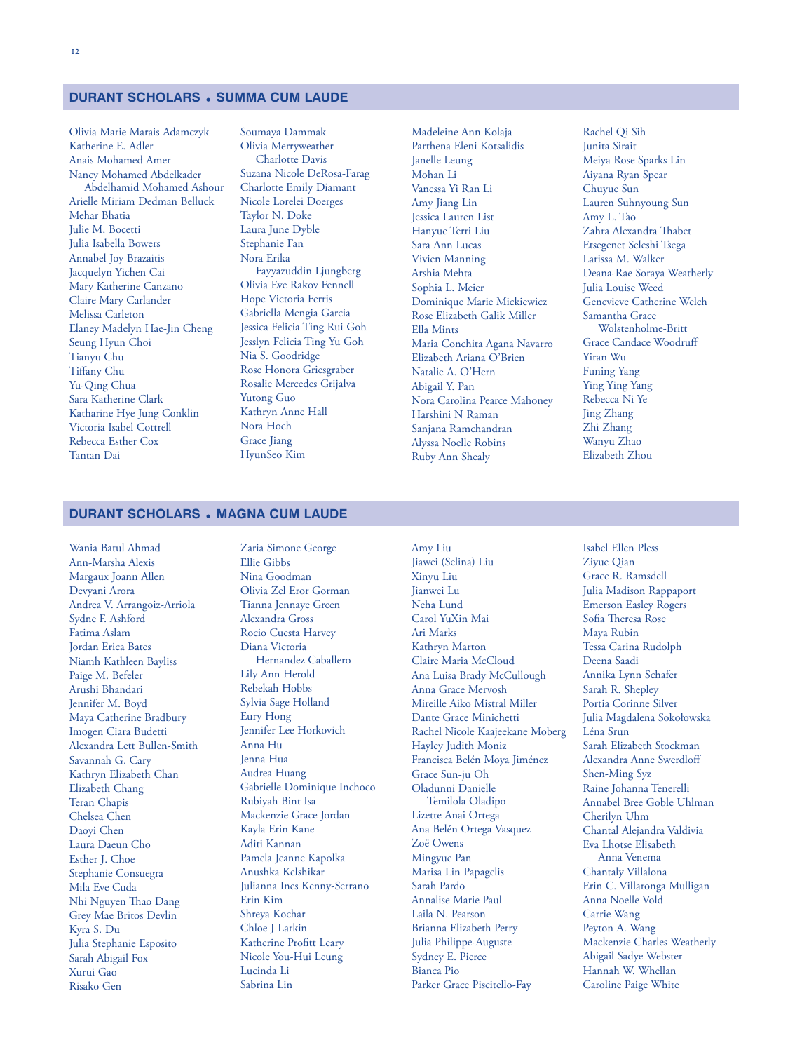## DURANT SCHOLARS • SUMMA CUM LAUDE

Olivia Marie Marais Adamczyk
Katherine E. Adler
Anais Mohamed Amer
Nancy Mohamed Abdelkader Abdelhamid Mohamed Ashour
Arielle Miriam Dedman Belluck
Mehar Bhatia
Julie M. Bocetti
Julia Isabella Bowers
Annabel Joy Brazaitis
Jacquelyn Yichen Cai
Mary Katherine Canzano
Claire Mary Carlander
Melissa Carleton
Elaney Madelyn Hae-Jin Cheng
Seung Hyun Choi
Tianyu Chu
Tiffany Chu
Yu-Qing Chua
Sara Katherine Clark
Katharine Hye Jung Conklin
Victoria Isabel Cottrell
Rebecca Esther Cox
Tantan Dai
Soumaya Dammak
Olivia Merryweather Charlotte Davis
Suzana Nicole DeRosa-Farag
Charlotte Emily Diamant
Nicole Lorelei Doerges
Taylor N. Doke
Laura June Dyble
Stephanie Fan
Nora Erika Fayyazuddin Ljungberg
Olivia Eve Rakov Fennell
Hope Victoria Ferris
Gabriella Mengia Garcia
Jessica Felicia Ting Rui Goh
Jesslyn Felicia Ting Yu Goh
Nia S. Goodridge
Rose Honora Griesgraber
Rosalie Mercedes Grijalva
Yutong Guo
Kathryn Anne Hall
Nora Hoch
Grace Jiang
HyunSeo Kim
Madeleine Ann Kolaja
Parthena Eleni Kotsalidis
Janelle Leung
Mohan Li
Vanessa Yi Ran Li
Amy Jiang Lin
Jessica Lauren List
Hanyue Terri Liu
Sara Ann Lucas
Vivien Manning
Arshia Mehta
Sophia L. Meier
Dominique Marie Mickiewicz
Rose Elizabeth Galik Miller
Ella Mints
Maria Conchita Agana Navarro
Elizabeth Ariana O'Brien
Natalie A. O'Hern
Abigail Y. Pan
Nora Carolina Pearce Mahoney
Harshini N Raman
Sanjana Ramchandran
Alyssa Noelle Robins
Ruby Ann Shealy
Rachel Qi Sih
Junita Sirait
Meiya Rose Sparks Lin
Aiyana Ryan Spear
Chuyue Sun
Lauren Suhnyoung Sun
Amy L. Tao
Zahra Alexandra Thabet
Etsegenet Seleshi Tsega
Larissa M. Walker
Deana-Rae Soraya Weatherly
Julia Louise Weed
Genevieve Catherine Welch
Samantha Grace Wolstenholme-Britt
Grace Candace Woodruff
Yiran Wu
Funing Yang
Ying Ying Yang
Rebecca Ni Ye
Jing Zhang
Zhi Zhang
Wanyu Zhao
Elizabeth Zhou

## DURANT SCHOLARS • MAGNA CUM LAUDE

Wania Batul Ahmad
Ann-Marsha Alexis
Margaux Joann Allen
Devyani Arora
Andrea V. Arrangoiz-Arriola
Sydne F. Ashford
Fatima Aslam
Jordan Erica Bates
Niamh Kathleen Bayliss
Paige M. Befeler
Arushi Bhandari
Jennifer M. Boyd
Maya Catherine Bradbury
Imogen Ciara Budetti
Alexandra Lett Bullen-Smith
Savannah G. Cary
Kathryn Elizabeth Chan
Elizabeth Chang
Teran Chapis
Chelsea Chen
Daoyi Chen
Laura Daeun Cho
Esther J. Choe
Stephanie Consuegra
Mila Eve Cuda
Nhi Nguyen Thao Dang
Grey Mae Britos Devlin
Kyra S. Du
Julia Stephanie Esposito
Sarah Abigail Fox
Xurui Gao
Risako Gen
Zaria Simone George
Ellie Gibbs
Nina Goodman
Olivia Zel Eror Gorman
Tianna Jennaye Green
Alexandra Gross
Rocio Cuesta Harvey
Diana Victoria Hernandez Caballero
Lily Ann Herold
Rebekah Hobbs
Sylvia Sage Holland
Eury Hong
Jennifer Lee Horkovich
Anna Hu
Jenna Hua
Audrea Huang
Gabrielle Dominique Inchoco
Rubiyah Bint Isa
Mackenzie Grace Jordan
Kayla Erin Kane
Aditi Kannan
Pamela Jeanne Kapolka
Anushka Kelshikar
Julianna Ines Kenny-Serrano
Erin Kim
Shreya Kochar
Chloe J Larkin
Katherine Profitt Leary
Nicole You-Hui Leung
Lucinda Li
Sabrina Lin
Amy Liu
Jiawei (Selina) Liu
Xinyu Liu
Jianwei Lu
Neha Lund
Carol YuXin Mai
Ari Marks
Kathryn Marton
Claire Maria McCloud
Ana Luisa Brady McCullough
Anna Grace Mervosh
Mireille Aiko Mistral Miller
Dante Grace Minichetti
Rachel Nicole Kaajeekane Moberg
Hayley Judith Moniz
Francisca Belén Moya Jiménez
Grace Sun-ju Oh
Oladunni Danielle Temilola Oladipo
Lizette Anai Ortega
Ana Belén Ortega Vasquez
Zoë Owens
Mingyue Pan
Marisa Lin Papagelis
Sarah Pardo
Annalise Marie Paul
Laila N. Pearson
Brianna Elizabeth Perry
Julia Philippe-Auguste
Sydney E. Pierce
Bianca Pio
Parker Grace Piscitello-Fay
Isabel Ellen Pless
Ziyue Qian
Grace R. Ramsdell
Julia Madison Rappaport
Emerson Easley Rogers
Sofia Theresa Rose
Maya Rubin
Tessa Carina Rudolph
Deena Saadi
Annika Lynn Schafer
Sarah R. Shepley
Portia Corinne Silver
Julia Magdalena Sokołowska
Léna Srun
Sarah Elizabeth Stockman
Alexandra Anne Swerdloff
Shen-Ming Syz
Raine Johanna Tenerelli
Annabel Bree Goble Uhlman
Cherilyn Uhm
Chantal Alejandra Valdivia
Eva Lhotse Elisabeth Anna Venema
Chantaly Villalona
Erin C. Villaronga Mulligan
Anna Noelle Vold
Carrie Wang
Peyton A. Wang
Mackenzie Charles Weatherly
Abigail Sadye Webster
Hannah W. Whellan
Caroline Paige White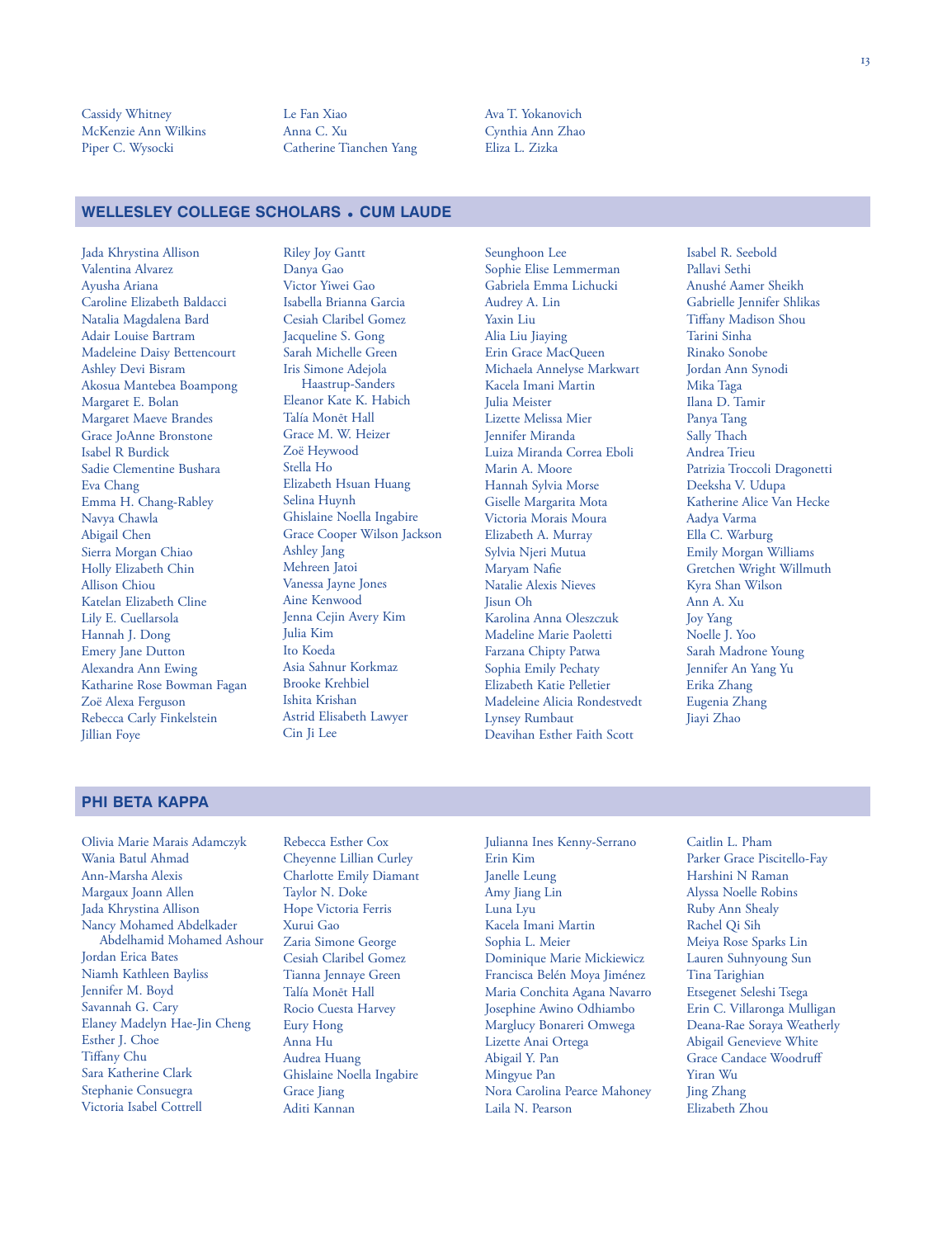Cassidy Whitney
McKenzie Ann Wilkins
Piper C. Wysocki
Le Fan Xiao
Anna C. Xu
Catherine Tianchen Yang
Ava T. Yokanovich
Cynthia Ann Zhao
Eliza L. Zizka

## WELLESLEY COLLEGE SCHOLARS • CUM LAUDE

Jada Khrystina Allison
Valentina Alvarez
Ayusha Ariana
Caroline Elizabeth Baldacci
Natalia Magdalena Bard
Adair Louise Bartram
Madeleine Daisy Bettencourt
Ashley Devi Bisram
Akosua Mantebea Boampong
Margaret E. Bolan
Margaret Maeve Brandes
Grace JoAnne Bronstone
Isabel R Burdick
Sadie Clementine Bushara
Eva Chang
Emma H. Chang-Rabley
Navya Chawla
Abigail Chen
Sierra Morgan Chiao
Holly Elizabeth Chin
Allison Chiou
Katelan Elizabeth Cline
Lily E. Cuellarsola
Hannah J. Dong
Emery Jane Dutton
Alexandra Ann Ewing
Katharine Rose Bowman Fagan
Zoë Alexa Ferguson
Rebecca Carly Finkelstein
Jillian Foye
Riley Joy Gantt
Danya Gao
Victor Yiwei Gao
Isabella Brianna Garcia
Cesiah Claribel Gomez
Jacqueline S. Gong
Sarah Michelle Green
Iris Simone Adejola Haastrup-Sanders
Eleanor Kate K. Habich
Talía Monēt Hall
Grace M. W. Heizer
Zoë Heywood
Stella Ho
Elizabeth Hsuan Huang
Selina Huynh
Ghislaine Noella Ingabire
Grace Cooper Wilson Jackson
Ashley Jang
Mehreen Jatoi
Vanessa Jayne Jones
Aine Kenwood
Jenna Cejin Avery Kim
Julia Kim
Ito Koeda
Asia Sahnur Korkmaz
Brooke Krehbiel
Ishita Krishan
Astrid Elisabeth Lawyer
Cin Ji Lee
Seunghoon Lee
Sophie Elise Lemmerman
Gabriela Emma Lichucki
Audrey A. Lin
Yaxin Liu
Alia Liu Jiaying
Erin Grace MacQueen
Michaela Annelyse Markwart
Kacela Imani Martin
Julia Meister
Lizette Melissa Mier
Jennifer Miranda
Luiza Miranda Correa Eboli
Marin A. Moore
Hannah Sylvia Morse
Giselle Margarita Mota
Victoria Morais Moura
Elizabeth A. Murray
Sylvia Njeri Mutua
Maryam Nafie
Natalie Alexis Nieves
Jisun Oh
Karolina Anna Oleszczuk
Madeline Marie Paoletti
Farzana Chipty Patwa
Sophia Emily Pechaty
Elizabeth Katie Pelletier
Madeleine Alicia Rondestvedt
Lynsey Rumbaut
Deavihan Esther Faith Scott
Isabel R. Seebold
Pallavi Sethi
Anushé Aamer Sheikh
Gabrielle Jennifer Shlikas
Tiffany Madison Shou
Tarini Sinha
Rinako Sonobe
Jordan Ann Synodi
Mika Taga
Ilana D. Tamir
Panya Tang
Sally Thach
Andrea Trieu
Patrizia Troccoli Dragonetti
Deeksha V. Udupa
Katherine Alice Van Hecke
Aadya Varma
Ella C. Warburg
Emily Morgan Williams
Gretchen Wright Willmuth
Kyra Shan Wilson
Ann A. Xu
Joy Yang
Noelle J. Yoo
Sarah Madrone Young
Jennifer An Yang Yu
Erika Zhang
Eugenia Zhang
Jiayi Zhao

## PHI BETA KAPPA

Olivia Marie Marais Adamczyk
Wania Batul Ahmad
Ann-Marsha Alexis
Margaux Joann Allen
Jada Khrystina Allison
Nancy Mohamed Abdelkader Abdelhamid Mohamed Ashour
Jordan Erica Bates
Niamh Kathleen Bayliss
Jennifer M. Boyd
Savannah G. Cary
Elaney Madelyn Hae-Jin Cheng
Esther J. Choe
Tiffany Chu
Sara Katherine Clark
Stephanie Consuegra
Victoria Isabel Cottrell
Rebecca Esther Cox
Cheyenne Lillian Curley
Charlotte Emily Diamant
Taylor N. Doke
Hope Victoria Ferris
Xurui Gao
Zaria Simone George
Cesiah Claribel Gomez
Tianna Jennaye Green
Talía Monēt Hall
Rocio Cuesta Harvey
Eury Hong
Anna Hu
Audrea Huang
Ghislaine Noella Ingabire
Grace Jiang
Aditi Kannan
Julianna Ines Kenny-Serrano
Erin Kim
Janelle Leung
Amy Jiang Lin
Luna Lyu
Kacela Imani Martin
Sophia L. Meier
Dominique Marie Mickiewicz
Francisca Belén Moya Jiménez
Maria Conchita Agana Navarro
Josephine Awino Odhiambo
Marglucy Bonareri Omwega
Lizette Anai Ortega
Abigail Y. Pan
Mingyue Pan
Nora Carolina Pearce Mahoney
Laila N. Pearson
Caitlin L. Pham
Parker Grace Piscitello-Fay
Harshini N Raman
Alyssa Noelle Robins
Ruby Ann Shealy
Rachel Qi Sih
Meiya Rose Sparks Lin
Lauren Suhnyoung Sun
Tina Tarighian
Etsegenet Seleshi Tsega
Erin C. Villaronga Mulligan
Deana-Rae Soraya Weatherly
Abigail Genevieve White
Grace Candace Woodruff
Yiran Wu
Jing Zhang
Elizabeth Zhou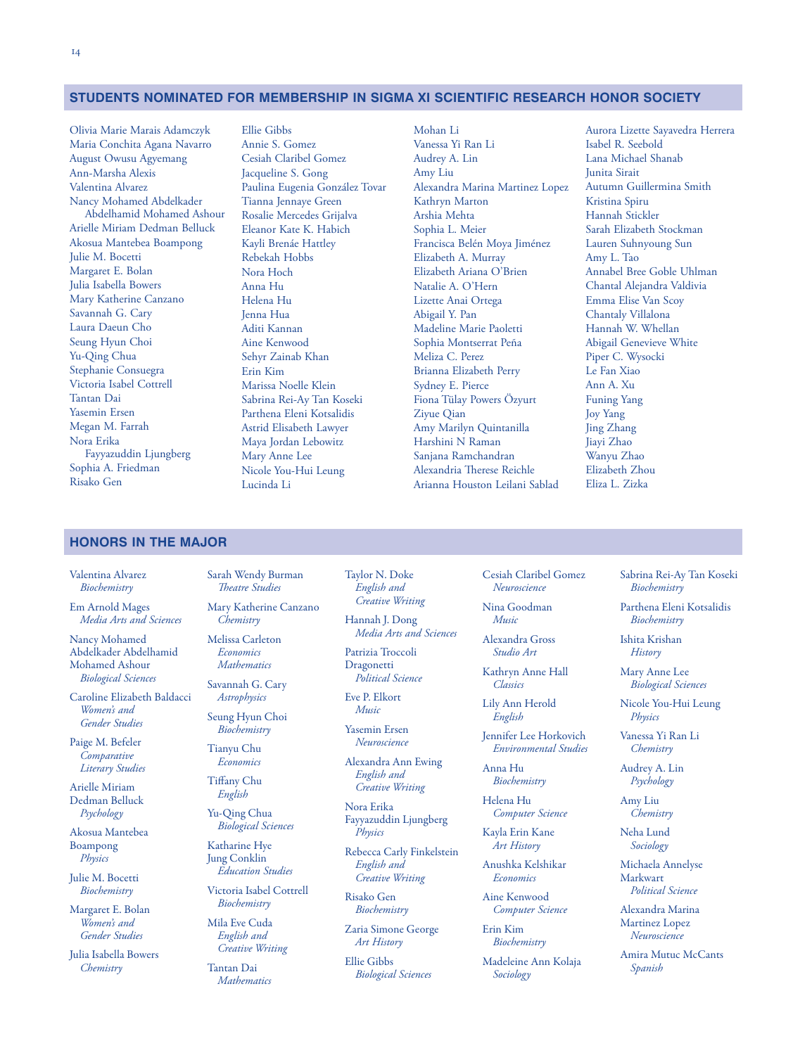## STUDENTS NOMINATED FOR MEMBERSHIP IN SIGMA XI SCIENTIFIC RESEARCH HONOR SOCIETY

Olivia Marie Marais Adamczyk
Maria Conchita Agana Navarro
August Owusu Agyemang
Ann-Marsha Alexis
Valentina Alvarez
Nancy Mohamed Abdelkader Abdelhamid Mohamed Ashour
Arielle Miriam Dedman Belluck
Akosua Mantebea Boampong
Julie M. Bocetti
Margaret E. Bolan
Julia Isabella Bowers
Mary Katherine Canzano
Savannah G. Cary
Laura Daeun Cho
Seung Hyun Choi
Yu-Qing Chua
Stephanie Consuegra
Victoria Isabel Cottrell
Tantan Dai
Yasemin Ersen
Megan M. Farrah
Nora Erika Fayyazuddin Ljungberg
Sophia A. Friedman
Risako Gen
Ellie Gibbs
Annie S. Gomez
Cesiah Claribel Gomez
Jacqueline S. Gong
Paulina Eugenia González Tovar
Tianna Jennaye Green
Rosalie Mercedes Grijalva
Eleanor Kate K. Habich
Kayli Brenáe Hattley
Rebekah Hobbs
Nora Hoch
Anna Hu
Helena Hu
Jenna Hua
Aditi Kannan
Aine Kenwood
Sehyr Zainab Khan
Erin Kim
Marissa Noelle Klein
Sabrina Rei-Ay Tan Koseki
Parthena Eleni Kotsalidis
Astrid Elisabeth Lawyer
Maya Jordan Lebowitz
Mary Anne Lee
Nicole You-Hui Leung
Lucinda Li
Mohan Li
Vanessa Yi Ran Li
Audrey A. Lin
Amy Liu
Alexandra Marina Martinez Lopez
Kathryn Marton
Arshia Mehta
Sophia L. Meier
Francisca Belén Moya Jiménez
Elizabeth A. Murray
Elizabeth Ariana O'Brien
Natalie A. O'Hern
Lizette Anai Ortega
Abigail Y. Pan
Madeline Marie Paoletti
Sophia Montserrat Peña
Meliza C. Perez
Brianna Elizabeth Perry
Sydney E. Pierce
Fiona Tülay Powers Özyurt
Ziyue Qian
Amy Marilyn Quintanilla
Harshini N Raman
Sanjana Ramchandran
Alexandria Therese Reichle
Arianna Houston Leilani Sablad
Aurora Lizette Sayavedra Herrera
Isabel R. Seebold
Lana Michael Shanab
Junita Sirait
Autumn Guillermina Smith
Kristina Spiru
Hannah Stickler
Sarah Elizabeth Stockman
Lauren Suhnyoung Sun
Amy L. Tao
Annabel Bree Goble Uhlman
Chantal Alejandra Valdivia
Emma Elise Van Scoy
Chantaly Villalona
Hannah W. Whellan
Abigail Genevieve White
Piper C. Wysocki
Le Fan Xiao
Ann A. Xu
Funing Yang
Joy Yang
Jing Zhang
Jiayi Zhao
Wanyu Zhao
Elizabeth Zhou
Eliza L. Zizka

## HONORS IN THE MAJOR

Valentina Alvarez
*Biochemistry*

Em Arnold Mages
*Media Arts and Sciences*

Nancy Mohamed Abdelkader Abdelhamid Mohamed Ashour
*Biological Sciences*

Caroline Elizabeth Baldacci
*Women's and Gender Studies*

Paige M. Befeler
*Comparative Literary Studies*

Arielle Miriam Dedman Belluck
*Psychology*

Akosua Mantebea Boampong
*Physics*

Julie M. Bocetti
*Biochemistry*

Margaret E. Bolan
*Women's and Gender Studies*

Julia Isabella Bowers
*Chemistry*

Sarah Wendy Burman
*Theatre Studies*

Mary Katherine Canzano
*Chemistry*

Melissa Carleton
*Economics*
*Mathematics*

Savannah G. Cary
*Astrophysics*

Seung Hyun Choi
*Biochemistry*

Tianyu Chu
*Economics*

Tiffany Chu
*English*

Yu-Qing Chua
*Biological Sciences*

Katharine Hye Jung Conklin
*Education Studies*

Victoria Isabel Cottrell
*Biochemistry*

Mila Eve Cuda
*English and Creative Writing*

Tantan Dai
*Mathematics*

Taylor N. Doke
*English and Creative Writing*

Hannah J. Dong
*Media Arts and Sciences*

Patrizia Troccoli Dragonetti
*Political Science*

Eve P. Elkort
*Music*

Yasemin Ersen
*Neuroscience*

Alexandra Ann Ewing
*English and Creative Writing*

Nora Erika Fayyazuddin Ljungberg
*Physics*

Rebecca Carly Finkelstein
*English and Creative Writing*

Risako Gen
*Biochemistry*

Zaria Simone George
*Art History*

Ellie Gibbs
*Biological Sciences*

Cesiah Claribel Gomez
*Neuroscience*

Nina Goodman
*Music*

Alexandra Gross
*Studio Art*

Kathryn Anne Hall
*Classics*

Lily Ann Herold
*English*

Jennifer Lee Horkovich
*Environmental Studies*

Anna Hu
*Biochemistry*

Helena Hu
*Computer Science*

Kayla Erin Kane
*Art History*

Anushka Kelshikar
*Economics*

Aine Kenwood
*Computer Science*

Erin Kim
*Biochemistry*

Madeleine Ann Kolaja
*Sociology*

Sabrina Rei-Ay Tan Koseki
*Biochemistry*

Parthena Eleni Kotsalidis
*Biochemistry*

Ishita Krishan
*History*

Mary Anne Lee
*Biological Sciences*

Nicole You-Hui Leung
*Physics*

Vanessa Yi Ran Li
*Chemistry*

Audrey A. Lin
*Psychology*

Amy Liu
*Chemistry*

Neha Lund
*Sociology*

Michaela Annelyse Markwart
*Political Science*

Alexandra Marina Martinez Lopez
*Neuroscience*

Amira Mutuc McCants
*Spanish*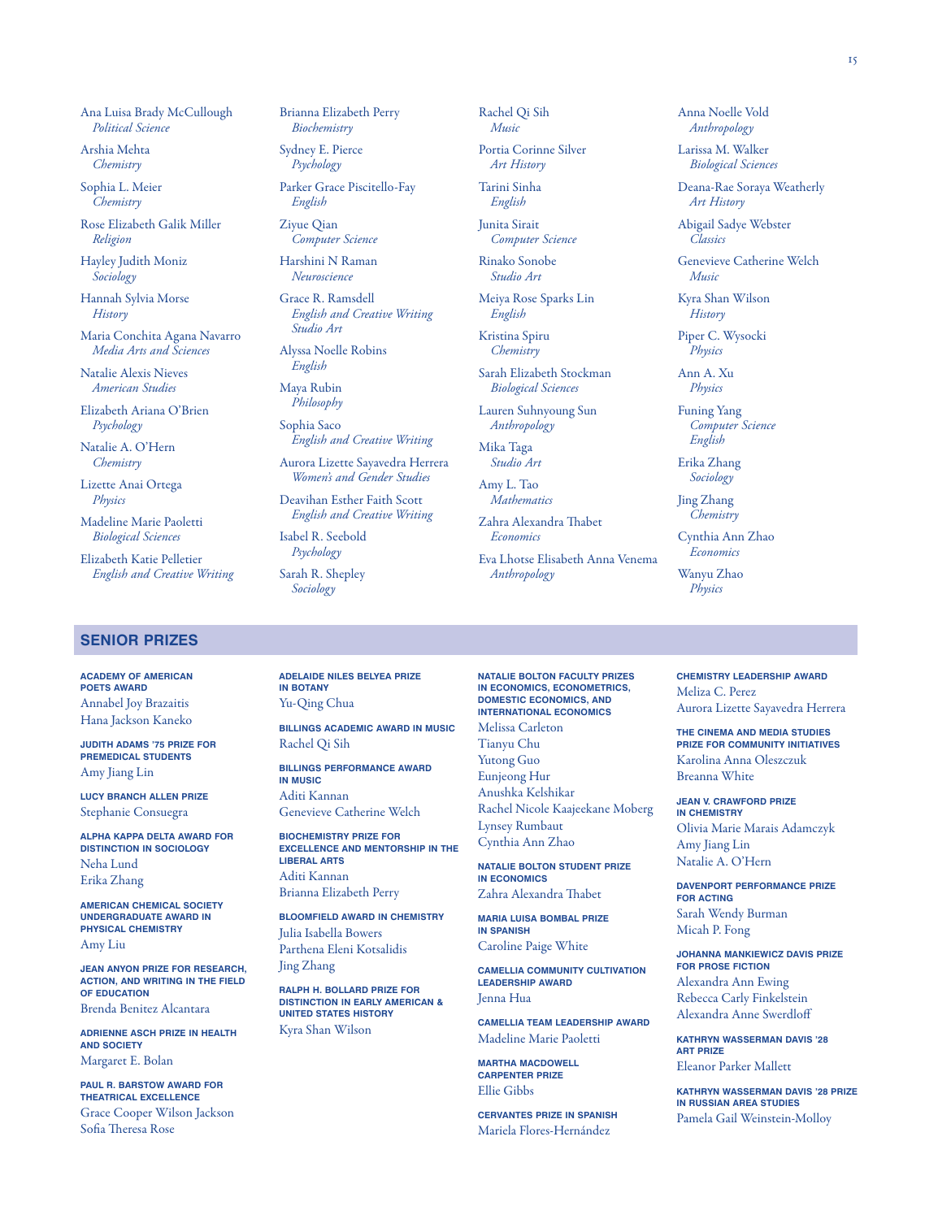Ana Luisa Brady McCullough
*Political Science*

Arshia Mehta
*Chemistry*

Sophia L. Meier
*Chemistry*

Rose Elizabeth Galik Miller
*Religion*

Hayley Judith Moniz
*Sociology*

Hannah Sylvia Morse
*History*

Maria Conchita Agana Navarro
*Media Arts and Sciences*

Natalie Alexis Nieves
*American Studies*

Elizabeth Ariana O'Brien
*Psychology*

Natalie A. O'Hern
*Chemistry*

Lizette Anai Ortega
*Physics*

Madeline Marie Paoletti
*Biological Sciences*

Elizabeth Katie Pelletier
*English and Creative Writing*

Brianna Elizabeth Perry
*Biochemistry*

Sydney E. Pierce
*Psychology*

Parker Grace Piscitello-Fay
*English*

Ziyue Qian
*Computer Science*

Harshini N Raman
*Neuroscience*

Grace R. Ramsdell
*English and Creative Writing*
*Studio Art*

Alyssa Noelle Robins
*English*

Maya Rubin
*Philosophy*

Sophia Saco
*English and Creative Writing*

Aurora Lizette Sayavedra Herrera
*Women's and Gender Studies*

Deavihan Esther Faith Scott
*English and Creative Writing*

Isabel R. Seebold
*Psychology*

Sarah R. Shepley
*Sociology*

Rachel Qi Sih
*Music*

Portia Corinne Silver
*Art History*

Tarini Sinha
*English*

Junita Sirait
*Computer Science*

Rinako Sonobe
*Studio Art*

Meiya Rose Sparks Lin
*English*

Kristina Spiru
*Chemistry*

Sarah Elizabeth Stockman
*Biological Sciences*

Lauren Suhnyoung Sun
*Anthropology*

Mika Taga
*Studio Art*

Amy L. Tao
*Mathematics*

Zahra Alexandra Thabet
*Economics*

Eva Lhotse Elisabeth Anna Venema
*Anthropology*

Anna Noelle Vold
*Anthropology*

Larissa M. Walker
*Biological Sciences*

Deana-Rae Soraya Weatherly
*Art History*

Abigail Sadye Webster
*Classics*

Genevieve Catherine Welch
*Music*

Kyra Shan Wilson
*History*

Piper C. Wysocki
*Physics*

Ann A. Xu
*Physics*

Funing Yang
*Computer Science*
*English*

Erika Zhang
*Sociology*

Jing Zhang
*Chemistry*

Cynthia Ann Zhao
*Economics*

Wanyu Zhao
*Physics*

## SENIOR PRIZES

**ACADEMY OF AMERICAN POETS AWARD**
Annabel Joy Brazaitis
Hana Jackson Kaneko

**JUDITH ADAMS '75 PRIZE FOR PREMEDICAL STUDENTS**
Amy Jiang Lin

**LUCY BRANCH ALLEN PRIZE**
Stephanie Consuegra

**ALPHA KAPPA DELTA AWARD FOR DISTINCTION IN SOCIOLOGY**
Neha Lund
Erika Zhang

**AMERICAN CHEMICAL SOCIETY UNDERGRADUATE AWARD IN PHYSICAL CHEMISTRY**
Amy Liu

**JEAN ANYON PRIZE FOR RESEARCH, ACTION, AND WRITING IN THE FIELD OF EDUCATION**
Brenda Benitez Alcantara

**ADRIENNE ASCH PRIZE IN HEALTH AND SOCIETY**
Margaret E. Bolan

**PAUL R. BARSTOW AWARD FOR THEATRICAL EXCELLENCE**
Grace Cooper Wilson Jackson
Sofia Theresa Rose

**ADELAIDE NILES BELYEA PRIZE IN BOTANY**
Yu-Qing Chua

**BILLINGS ACADEMIC AWARD IN MUSIC**
Rachel Qi Sih

**BILLINGS PERFORMANCE AWARD IN MUSIC**
Aditi Kannan
Genevieve Catherine Welch

**BIOCHEMISTRY PRIZE FOR EXCELLENCE AND MENTORSHIP IN THE LIBERAL ARTS**
Aditi Kannan
Brianna Elizabeth Perry

**BLOOMFIELD AWARD IN CHEMISTRY**
Julia Isabella Bowers
Parthena Eleni Kotsalidis
Jing Zhang

**RALPH H. BOLLARD PRIZE FOR DISTINCTION IN EARLY AMERICAN & UNITED STATES HISTORY**
Kyra Shan Wilson

**NATALIE BOLTON FACULTY PRIZES IN ECONOMICS, ECONOMETRICS, DOMESTIC ECONOMICS, AND INTERNATIONAL ECONOMICS**
Melissa Carleton
Tianyu Chu
Yutong Guo
Eunjeong Hur
Anushka Kelshikar
Rachel Nicole Kaajeekane Moberg
Lynsey Rumbaut
Cynthia Ann Zhao

**NATALIE BOLTON STUDENT PRIZE IN ECONOMICS**
Zahra Alexandra Thabet

**MARIA LUISA BOMBAL PRIZE IN SPANISH**
Caroline Paige White

**CAMELLIA COMMUNITY CULTIVATION LEADERSHIP AWARD**
Jenna Hua

**CAMELLIA TEAM LEADERSHIP AWARD**
Madeline Marie Paoletti

**MARTHA MACDOWELL CARPENTER PRIZE**
Ellie Gibbs

**CERVANTES PRIZE IN SPANISH**
Mariela Flores-Hernández

**CHEMISTRY LEADERSHIP AWARD**
Meliza C. Perez
Aurora Lizette Sayavedra Herrera

**THE CINEMA AND MEDIA STUDIES PRIZE FOR COMMUNITY INITIATIVES**
Karolina Anna Oleszczuk
Breanna White

**JEAN V. CRAWFORD PRIZE IN CHEMISTRY**
Olivia Marie Marais Adamczyk
Amy Jiang Lin
Natalie A. O'Hern

**DAVENPORT PERFORMANCE PRIZE FOR ACTING**
Sarah Wendy Burman
Micah P. Fong

**JOHANNA MANKIEWICZ DAVIS PRIZE FOR PROSE FICTION**
Alexandra Ann Ewing
Rebecca Carly Finkelstein
Alexandra Anne Swerdloff

**KATHRYN WASSERMAN DAVIS '28 ART PRIZE**
Eleanor Parker Mallett

**KATHRYN WASSERMAN DAVIS '28 PRIZE IN RUSSIAN AREA STUDIES**
Pamela Gail Weinstein-Molloy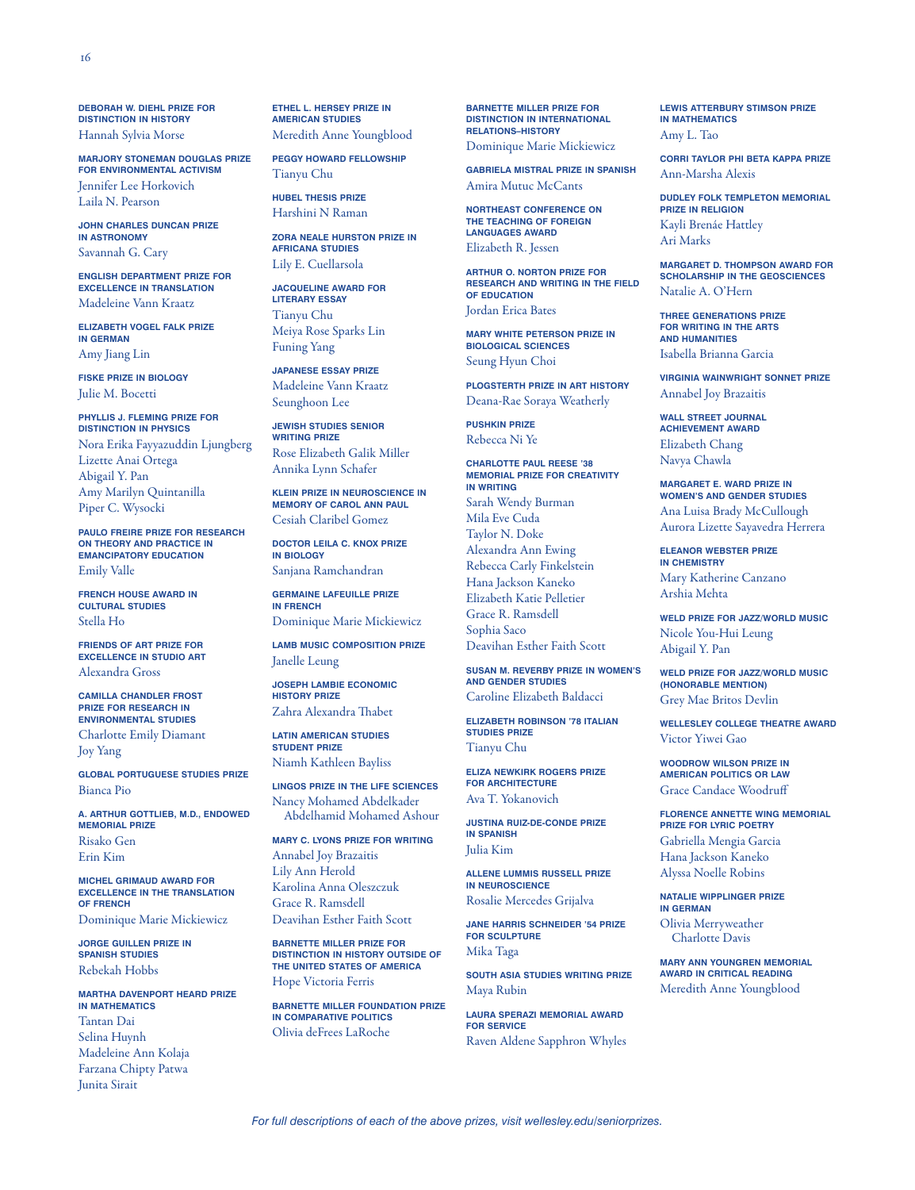**DEBORAH W. DIEHL PRIZE FOR DISTINCTION IN HISTORY**
Hannah Sylvia Morse

**MARJORY STONEMAN DOUGLAS PRIZE FOR ENVIRONMENTAL ACTIVISM**
Jennifer Lee Horkovich
Laila N. Pearson

**JOHN CHARLES DUNCAN PRIZE IN ASTRONOMY**
Savannah G. Cary

**ENGLISH DEPARTMENT PRIZE FOR EXCELLENCE IN TRANSLATION**
Madeleine Vann Kraatz

**ELIZABETH VOGEL FALK PRIZE IN GERMAN**
Amy Jiang Lin

**FISKE PRIZE IN BIOLOGY**
Julie M. Bocetti

**PHYLLIS J. FLEMING PRIZE FOR DISTINCTION IN PHYSICS**
Nora Erika Fayyazuddin Ljungberg
Lizette Anai Ortega
Abigail Y. Pan
Amy Marilyn Quintanilla
Piper C. Wysocki

**PAULO FREIRE PRIZE FOR RESEARCH ON THEORY AND PRACTICE IN EMANCIPATORY EDUCATION**
Emily Valle

**FRENCH HOUSE AWARD IN CULTURAL STUDIES**
Stella Ho

**FRIENDS OF ART PRIZE FOR EXCELLENCE IN STUDIO ART**
Alexandra Gross

**CAMILLA CHANDLER FROST PRIZE FOR RESEARCH IN ENVIRONMENTAL STUDIES**
Charlotte Emily Diamant
Joy Yang

**GLOBAL PORTUGUESE STUDIES PRIZE**
Bianca Pio

**A. ARTHUR GOTTLIEB, M.D., ENDOWED MEMORIAL PRIZE**
Risako Gen
Erin Kim

**MICHEL GRIMAUD AWARD FOR EXCELLENCE IN THE TRANSLATION OF FRENCH**
Dominique Marie Mickiewicz

**JORGE GUILLEN PRIZE IN SPANISH STUDIES**
Rebekah Hobbs

**MARTHA DAVENPORT HEARD PRIZE IN MATHEMATICS**
Tantan Dai
Selina Huynh
Madeleine Ann Kolaja
Farzana Chipty Patwa
Junita Sirait

**ETHEL L. HERSEY PRIZE IN AMERICAN STUDIES**
Meredith Anne Youngblood

**PEGGY HOWARD FELLOWSHIP**
Tianyu Chu

**HUBEL THESIS PRIZE**
Harshini N Raman

**ZORA NEALE HURSTON PRIZE IN AFRICANA STUDIES**
Lily E. Cuellarsola

**JACQUELINE AWARD FOR LITERARY ESSAY**
Tianyu Chu
Meiya Rose Sparks Lin
Funing Yang

**JAPANESE ESSAY PRIZE**
Madeleine Vann Kraatz
Seunghoon Lee

**JEWISH STUDIES SENIOR WRITING PRIZE**
Rose Elizabeth Galik Miller
Annika Lynn Schafer

**KLEIN PRIZE IN NEUROSCIENCE IN MEMORY OF CAROL ANN PAUL**
Cesiah Claribel Gomez

**DOCTOR LEILA C. KNOX PRIZE IN BIOLOGY**
Sanjana Ramchandran

**GERMAINE LAFEUILLE PRIZE IN FRENCH**
Dominique Marie Mickiewicz

**LAMB MUSIC COMPOSITION PRIZE**
Janelle Leung

**JOSEPH LAMBIE ECONOMIC HISTORY PRIZE**
Zahra Alexandra Thabet

**LATIN AMERICAN STUDIES STUDENT PRIZE**
Niamh Kathleen Bayliss

**LINGOS PRIZE IN THE LIFE SCIENCES**
Nancy Mohamed Abdelkader Abdelhamid Mohamed Ashour

**MARY C. LYONS PRIZE FOR WRITING**
Annabel Joy Brazaitis
Lily Ann Herold
Karolina Anna Oleszczuk
Grace R. Ramsdell
Deavihan Esther Faith Scott

**BARNETTE MILLER PRIZE FOR DISTINCTION IN HISTORY OUTSIDE OF THE UNITED STATES OF AMERICA**
Hope Victoria Ferris

**BARNETTE MILLER FOUNDATION PRIZE IN COMPARATIVE POLITICS**
Olivia deFrees LaRoche

**BARNETTE MILLER PRIZE FOR DISTINCTION IN INTERNATIONAL RELATIONS–HISTORY**
Dominique Marie Mickiewicz

**GABRIELA MISTRAL PRIZE IN SPANISH**
Amira Mutuc McCants

**NORTHEAST CONFERENCE ON THE TEACHING OF FOREIGN LANGUAGES AWARD**
Elizabeth R. Jessen

**ARTHUR O. NORTON PRIZE FOR RESEARCH AND WRITING IN THE FIELD OF EDUCATION**
Jordan Erica Bates

**MARY WHITE PETERSON PRIZE IN BIOLOGICAL SCIENCES**
Seung Hyun Choi

**PLOGSTERTH PRIZE IN ART HISTORY**
Deana-Rae Soraya Weatherly

**PUSHKIN PRIZE**
Rebecca Ni Ye

**CHARLOTTE PAUL REESE '38 MEMORIAL PRIZE FOR CREATIVITY IN WRITING**
Sarah Wendy Burman
Mila Eve Cuda
Taylor N. Doke
Alexandra Ann Ewing
Rebecca Carly Finkelstein
Hana Jackson Kaneko
Elizabeth Katie Pelletier
Grace R. Ramsdell
Sophia Saco
Deavihan Esther Faith Scott

**SUSAN M. REVERBY PRIZE IN WOMEN'S AND GENDER STUDIES**
Caroline Elizabeth Baldacci

**ELIZABETH ROBINSON '78 ITALIAN STUDIES PRIZE**
Tianyu Chu

**ELIZA NEWKIRK ROGERS PRIZE FOR ARCHITECTURE**
Ava T. Yokanovich

**JUSTINA RUIZ-DE-CONDE PRIZE IN SPANISH**
Julia Kim

**ALLENE LUMMIS RUSSELL PRIZE IN NEUROSCIENCE**
Rosalie Mercedes Grijalva

**JANE HARRIS SCHNEIDER '54 PRIZE FOR SCULPTURE**
Mika Taga

**SOUTH ASIA STUDIES WRITING PRIZE**
Maya Rubin

**LAURA SPERAZI MEMORIAL AWARD FOR SERVICE**
Raven Aldene Sapphron Whyles

**LEWIS ATTERBURY STIMSON PRIZE IN MATHEMATICS**
Amy L. Tao

**CORRI TAYLOR PHI BETA KAPPA PRIZE**
Ann-Marsha Alexis

**DUDLEY FOLK TEMPLETON MEMORIAL PRIZE IN RELIGION**
Kayli Brenáe Hattley
Ari Marks

**MARGARET D. THOMPSON AWARD FOR SCHOLARSHIP IN THE GEOSCIENCES**
Natalie A. O'Hern

**THREE GENERATIONS PRIZE FOR WRITING IN THE ARTS AND HUMANITIES**
Isabella Brianna Garcia

**VIRGINIA WAINWRIGHT SONNET PRIZE**
Annabel Joy Brazaitis

**WALL STREET JOURNAL ACHIEVEMENT AWARD**
Elizabeth Chang
Navya Chawla

**MARGARET E. WARD PRIZE IN WOMEN'S AND GENDER STUDIES**
Ana Luisa Brady McCullough
Aurora Lizette Sayavedra Herrera

**ELEANOR WEBSTER PRIZE IN CHEMISTRY**
Mary Katherine Canzano
Arshia Mehta

**WELD PRIZE FOR JAZZ/WORLD MUSIC**
Nicole You-Hui Leung
Abigail Y. Pan

**WELD PRIZE FOR JAZZ/WORLD MUSIC (HONORABLE MENTION)**
Grey Mae Britos Devlin

**WELLESLEY COLLEGE THEATRE AWARD**
Victor Yiwei Gao

**WOODROW WILSON PRIZE IN AMERICAN POLITICS OR LAW**
Grace Candace Woodruff

**FLORENCE ANNETTE WING MEMORIAL PRIZE FOR LYRIC POETRY**
Gabriella Mengia Garcia
Hana Jackson Kaneko
Alyssa Noelle Robins

**NATALIE WIPPLINGER PRIZE IN GERMAN**
Olivia Merryweather Charlotte Davis

**MARY ANN YOUNGREN MEMORIAL AWARD IN CRITICAL READING**
Meredith Anne Youngblood

*For full descriptions of each of the above prizes, visit wellesley.edu/seniorprizes.*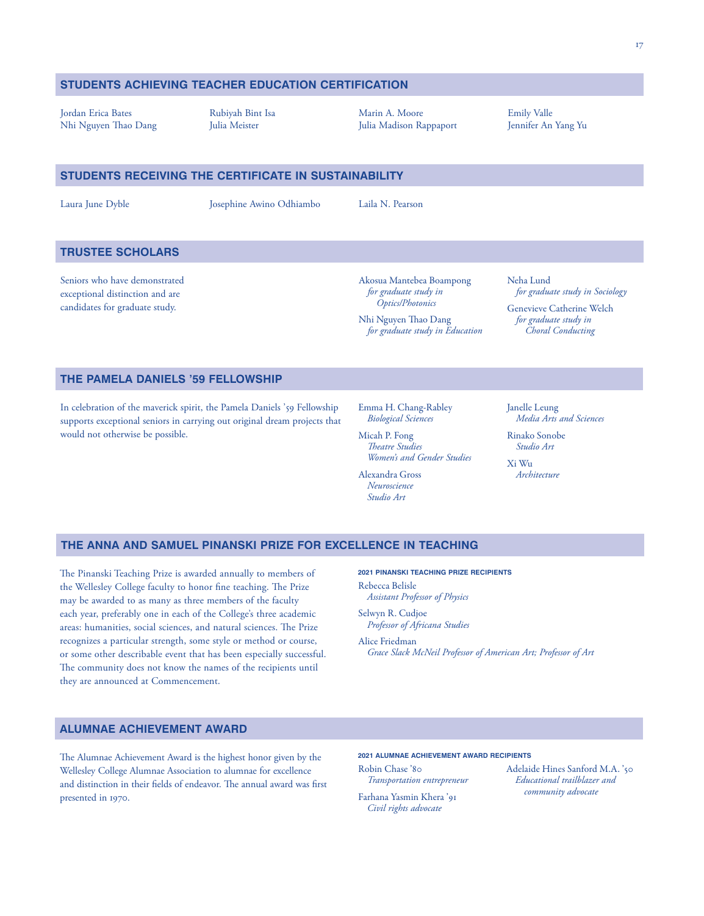## STUDENTS ACHIEVING TEACHER EDUCATION CERTIFICATION

Jordan Erica Bates
Nhi Nguyen Thao Dang
Rubiyah Bint Isa
Julia Meister
Marin A. Moore
Julia Madison Rappaport
Emily Valle
Jennifer An Yang Yu

## STUDENTS RECEIVING THE CERTIFICATE IN SUSTAINABILITY

Laura June Dyble
Josephine Awino Odhiambo
Laila N. Pearson

## TRUSTEE SCHOLARS

Seniors who have demonstrated exceptional distinction and are candidates for graduate study.

Akosua Mantebea Boampong
*for graduate study in Optics/Photonics*

Nhi Nguyen Thao Dang
*for graduate study in Education*

Neha Lund
*for graduate study in Sociology*

Genevieve Catherine Welch
*for graduate study in Choral Conducting*

## THE PAMELA DANIELS '59 FELLOWSHIP

In celebration of the maverick spirit, the Pamela Daniels '59 Fellowship supports exceptional seniors in carrying out original dream projects that would not otherwise be possible.

Emma H. Chang-Rabley
*Biological Sciences*

Micah P. Fong
*Theatre Studies*
*Women's and Gender Studies*

Alexandra Gross
*Neuroscience*
*Studio Art*

Janelle Leung
*Media Arts and Sciences*

Rinako Sonobe
*Studio Art*

Xi Wu
*Architecture*

## THE ANNA AND SAMUEL PINANSKI PRIZE FOR EXCELLENCE IN TEACHING

The Pinanski Teaching Prize is awarded annually to members of the Wellesley College faculty to honor fine teaching. The Prize may be awarded to as many as three members of the faculty each year, preferably one in each of the College's three academic areas: humanities, social sciences, and natural sciences. The Prize recognizes a particular strength, some style or method or course, or some other describable event that has been especially successful. The community does not know the names of the recipients until they are announced at Commencement.

#### 2021 PINANSKI TEACHING PRIZE RECIPIENTS

Rebecca Belisle
*Assistant Professor of Physics*

Selwyn R. Cudjoe
*Professor of Africana Studies*

Alice Friedman
*Grace Slack McNeil Professor of American Art; Professor of Art*

## ALUMNAE ACHIEVEMENT AWARD

The Alumnae Achievement Award is the highest honor given by the Wellesley College Alumnae Association to alumnae for excellence and distinction in their fields of endeavor. The annual award was first presented in 1970.

#### 2021 ALUMNAE ACHIEVEMENT AWARD RECIPIENTS

Robin Chase '80
*Transportation entrepreneur*

Farhana Yasmin Khera '91
*Civil rights advocate*

Adelaide Hines Sanford M.A. '50
*Educational trailblazer and community advocate*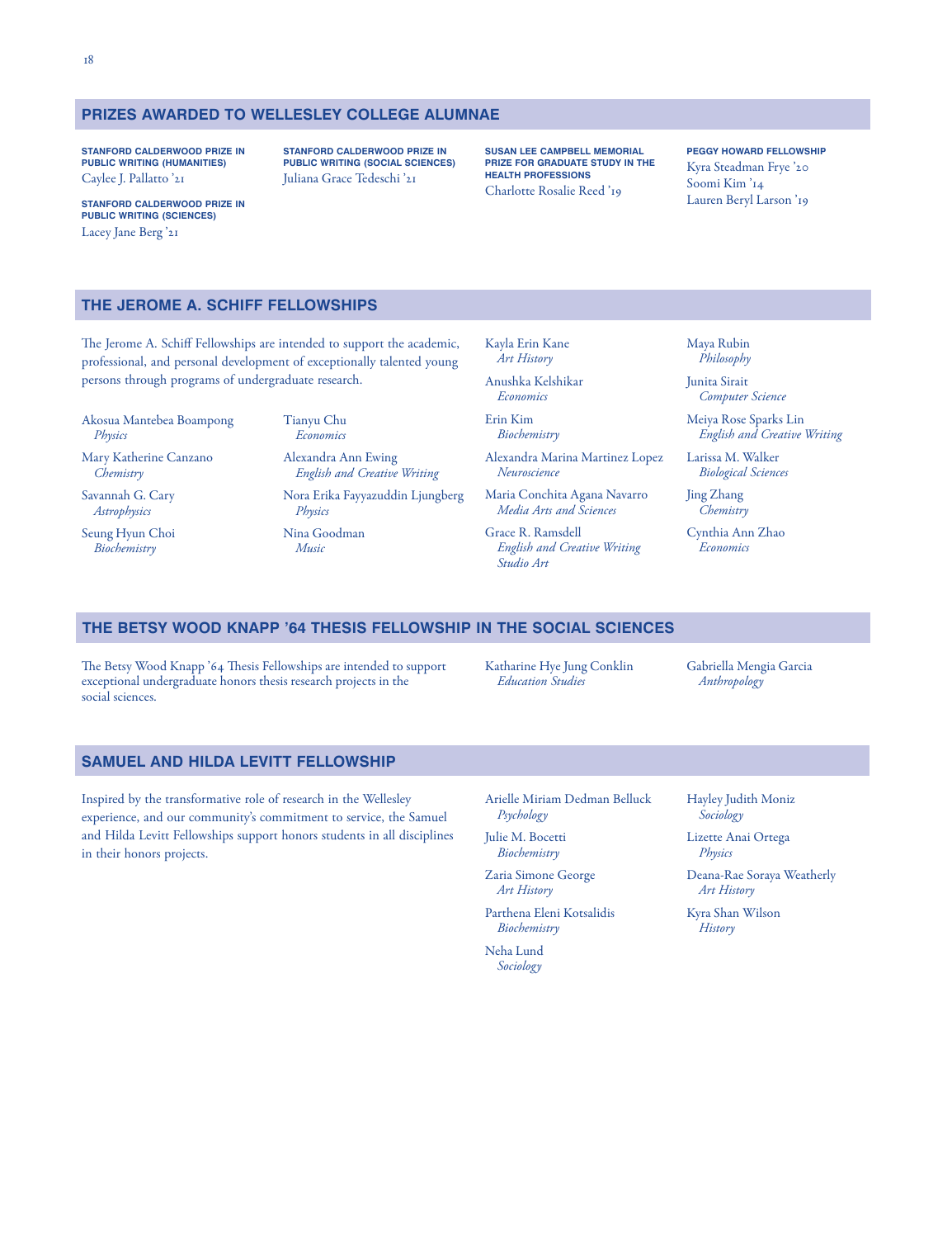## PRIZES AWARDED TO WELLESLEY COLLEGE ALUMNAE

**STANFORD CALDERWOOD PRIZE IN PUBLIC WRITING (HUMANITIES)**
Caylee J. Pallatto '21

**STANFORD CALDERWOOD PRIZE IN PUBLIC WRITING (SCIENCES)**
Lacey Jane Berg '21

**STANFORD CALDERWOOD PRIZE IN PUBLIC WRITING (SOCIAL SCIENCES)**
Juliana Grace Tedeschi '21

**SUSAN LEE CAMPBELL MEMORIAL PRIZE FOR GRADUATE STUDY IN THE HEALTH PROFESSIONS**
Charlotte Rosalie Reed '19

**PEGGY HOWARD FELLOWSHIP**
Kyra Steadman Frye '20
Soomi Kim '14
Lauren Beryl Larson '19

## THE JEROME A. SCHIFF FELLOWSHIPS

The Jerome A. Schiff Fellowships are intended to support the academic, professional, and personal development of exceptionally talented young persons through programs of undergraduate research.

Akosua Mantebea Boampong
*Physics*

Mary Katherine Canzano
*Chemistry*

Savannah G. Cary
*Astrophysics*

Seung Hyun Choi
*Biochemistry*

Tianyu Chu
*Economics*

Alexandra Ann Ewing
*English and Creative Writing*

Nora Erika Fayyazuddin Ljungberg
*Physics*

Nina Goodman
*Music*

Kayla Erin Kane
*Art History*

Anushka Kelshikar
*Economics*

Erin Kim
*Biochemistry*

Alexandra Marina Martinez Lopez
*Neuroscience*

Maria Conchita Agana Navarro
*Media Arts and Sciences*

Grace R. Ramsdell
*English and Creative Writing*
*Studio Art*

Maya Rubin
*Philosophy*

Junita Sirait
*Computer Science*

Meiya Rose Sparks Lin
*English and Creative Writing*

Larissa M. Walker
*Biological Sciences*

Jing Zhang
*Chemistry*

Cynthia Ann Zhao
*Economics*

## THE BETSY WOOD KNAPP '64 THESIS FELLOWSHIP IN THE SOCIAL SCIENCES

The Betsy Wood Knapp '64 Thesis Fellowships are intended to support exceptional undergraduate honors thesis research projects in the social sciences.

Katharine Hye Jung Conklin
*Education Studies*

Gabriella Mengia Garcia
*Anthropology*

## SAMUEL AND HILDA LEVITT FELLOWSHIP

Inspired by the transformative role of research in the Wellesley experience, and our community's commitment to service, the Samuel and Hilda Levitt Fellowships support honors students in all disciplines in their honors projects.

Arielle Miriam Dedman Belluck
*Psychology*

Julie M. Bocetti
*Biochemistry*

Zaria Simone George
*Art History*

Parthena Eleni Kotsalidis
*Biochemistry*

Neha Lund
*Sociology*

Hayley Judith Moniz
*Sociology*

Lizette Anai Ortega
*Physics*

Deana-Rae Soraya Weatherly
*Art History*

Kyra Shan Wilson
*History*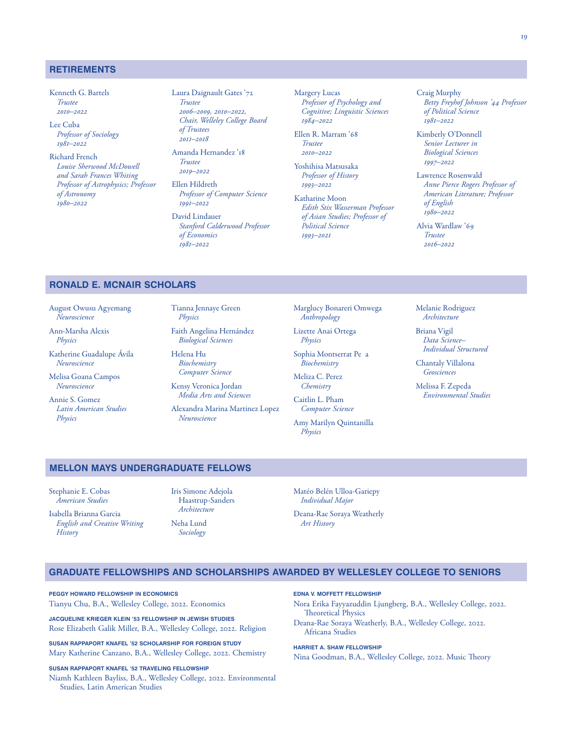## RETIREMENTS

Kenneth G. Bartels
*Trustee*
*2010–2022*

Lee Cuba
*Professor of Sociology*
*1981–2022*

Richard French
*Louise Sherwood McDowell and Sarah Frances Whiting Professor of Astrophysics; Professor of Astronomy*
*1980–2022*

Laura Daignault Gates '72
*Trustee*
*2006–2009, 2010–2022,*
*Chair, Welleley College Board of Trustees*
*2011–2018*

Amanda Hernandez '18
*Trustee*
*2019–2022*

Ellen Hildreth
*Professor of Computer Science*
*1991–2022*

David Lindauer
*Stanford Calderwood Professor of Economics*
*1981–2022*

Margery Lucas
*Professor of Psychology and Cognitive; Linguistic Sciences*
*1984–2022*

Ellen R. Marram '68
*Trustee*
*2010–2022*

Yoshihisa Matsusaka
*Professor of History*
*1993–2022*

Katharine Moon
*Edith Stix Wasserman Professor of Asian Studies; Professor of Political Science*
*1993–2021*

Craig Murphy
*Betty Freyhof Johnson '44 Professor of Political Science*
*1981–2022*

Kimberly O'Donnell
*Senior Lecturer in Biological Sciences*
*1997–2022*

Lawrence Rosenwald
*Anne Pierce Rogers Professor of American Literature; Professor of English*
*1980–2022*

Alvia Wardlaw '69
*Trustee*
*2016–2022*

## RONALD E. MCNAIR SCHOLARS

August Owusu Agyemang
*Neuroscience*

Ann-Marsha Alexis
*Physics*

Katherine Guadalupe Ávila
*Neuroscience*

Melisa Goana Campos
*Neuroscience*

Annie S. Gomez
*Latin American Studies*
*Physics*

Tianna Jennaye Green
*Physics*

Faith Angelina Hernández
*Biological Sciences*

Helena Hu
*Biochemistry*
*Computer Science*

Kensy Veronica Jordan
*Media Arts and Sciences*

Alexandra Marina Martinez Lopez
*Neuroscience*

Marglucy Bonareri Omwega
*Anthropology*

Lizette Anai Ortega
*Physics*

Sophia Montserrat Pe a
*Biochemistry*

Meliza C. Perez
*Chemistry*

Caitlin L. Pham
*Computer Science*

Amy Marilyn Quintanilla
*Physics*

Melanie Rodriguez
*Architecture*

Briana Vigil
*Data Science–Individual Structured*

Chantaly Villalona
*Geosciences*

Melissa F. Zepeda
*Environmental Studies*

## MELLON MAYS UNDERGRADUATE FELLOWS

Stephanie E. Cobas
*American Studies*

Isabella Brianna Garcia
*English and Creative Writing*
*History*

Iris Simone Adejola Haastrup-Sanders
*Architecture*

Neha Lund
*Sociology*

Matéo Belén Ulloa-Gariepy
*Individual Major*

Deana-Rae Soraya Weatherly
*Art History*

## GRADUATE FELLOWSHIPS AND SCHOLARSHIPS AWARDED BY WELLESLEY COLLEGE TO SENIORS

**PEGGY HOWARD FELLOWSHIP IN ECONOMICS**
Tianyu Chu, B.A., Wellesley College, 2022. Economics

**JACQUELINE KRIEGER KLEIN '53 FELLOWSHIP IN JEWISH STUDIES**
Rose Elizabeth Galik Miller, B.A., Wellesley College, 2022. Religion

**SUSAN RAPPAPORT KNAFEL '52 SCHOLARSHIP FOR FOREIGN STUDY**
Mary Katherine Canzano, B.A., Wellesley College, 2022. Chemistry

**SUSAN RAPPAPORT KNAFEL '52 TRAVELING FELLOWSHIP**
Niamh Kathleen Bayliss, B.A., Wellesley College, 2022. Environmental Studies, Latin American Studies

**EDNA V. MOFFETT FELLOWSHIP**
Nora Erika Fayyazuddin Ljungberg, B.A., Wellesley College, 2022. Theoretical Physics
Deana-Rae Soraya Weatherly, B.A., Wellesley College, 2022. Africana Studies

**HARRIET A. SHAW FELLOWSHIP**
Nina Goodman, B.A., Wellesley College, 2022. Music Theory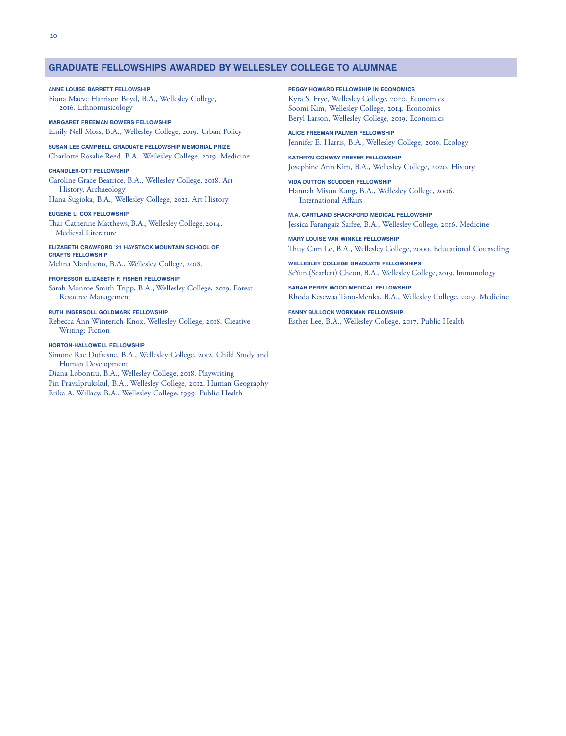## GRADUATE FELLOWSHIPS AWARDED BY WELLESLEY COLLEGE TO ALUMNAE

**ANNE LOUISE BARRETT FELLOWSHIP**
Fiona Maeve Harrison Boyd, B.A., Wellesley College, 2016. Ethnomusicology

**MARGARET FREEMAN BOWERS FELLOWSHIP**
Emily Nell Moss, B.A., Wellesley College, 2019. Urban Policy

**SUSAN LEE CAMPBELL GRADUATE FELLOWSHIP MEMORIAL PRIZE**
Charlotte Rosalie Reed, B.A., Wellesley College, 2019. Medicine

**CHANDLER-OTT FELLOWSHIP**
Caroline Grace Beatrice, B.A., Wellesley College, 2018. Art History, Archaeology
Hana Sugioka, B.A., Wellesley College, 2021. Art History

**EUGENE L. COX FELLOWSHIP**
Thai-Catherine Matthews, B.A., Wellesley College, 2014. Medieval Literature

**ELIZABETH CRAWFORD '21 HAYSTACK MOUNTAIN SCHOOL OF CRAFTS FELLOWSHIP**
Melina Mardueño, B.A., Wellesley College, 2018.

**PROFESSOR ELIZABETH F. FISHER FELLOWSHIP**
Sarah Monroe Smith-Tripp, B.A., Wellesley College, 2019. Forest Resource Management

**RUTH INGERSOLL GOLDMARK FELLOWSHIP**
Rebecca Ann Winterich-Knox, Wellesley College, 2018. Creative Writing: Fiction

**HORTON-HALLOWELL FELLOWSHIP**
Simone Rae Dufresne, B.A., Wellesley College, 2012. Child Study and Human Development
Diana Lobontiu, B.A., Wellesley College, 2018. Playwriting
Pin Pravalprukskul, B.A., Wellesley College, 2012. Human Geography
Erika A. Willacy, B.A., Wellesley College, 1999. Public Health

**PEGGY HOWARD FELLOWSHIP IN ECONOMICS**
Kyra S. Frye, Wellesley College, 2020. Economics
Soomi Kim, Wellesley College, 2014. Economics
Beryl Larson, Wellesley College, 2019. Economics

**ALICE FREEMAN PALMER FELLOWSHIP**
Jennifer E. Harris, B.A., Wellesley College, 2019. Ecology

**KATHRYN CONWAY PREYER FELLOWSHIP**
Josephine Ann Kim, B.A., Wellesley College, 2020. History

**VIDA DUTTON SCUDDER FELLOWSHIP**
Hannah Misun Kang, B.A., Wellesley College, 2006. International Affairs

**M.A. CARTLAND SHACKFORD MEDICAL FELLOWSHIP**
Jessica Farangaiz Saifee, B.A., Wellesley College, 2016. Medicine

**MARY LOUISE VAN WINKLE FELLOWSHIP**
Thuy Cam Le, B.A., Wellesley College, 2000. Educational Counseling

**WELLESLEY COLLEGE GRADUATE FELLOWSHIPS**
SeYun (Scarlett) Cheon, B.A., Wellesley College, 2019. Immunology

**SARAH PERRY WOOD MEDICAL FELLOWSHIP**
Rhoda Kesewaa Tano-Menka, B.A., Wellesley College, 2019. Medicine

**FANNY BULLOCK WORKMAN FELLOWSHIP**
Esther Lee, B.A., Wellesley College, 2017. Public Health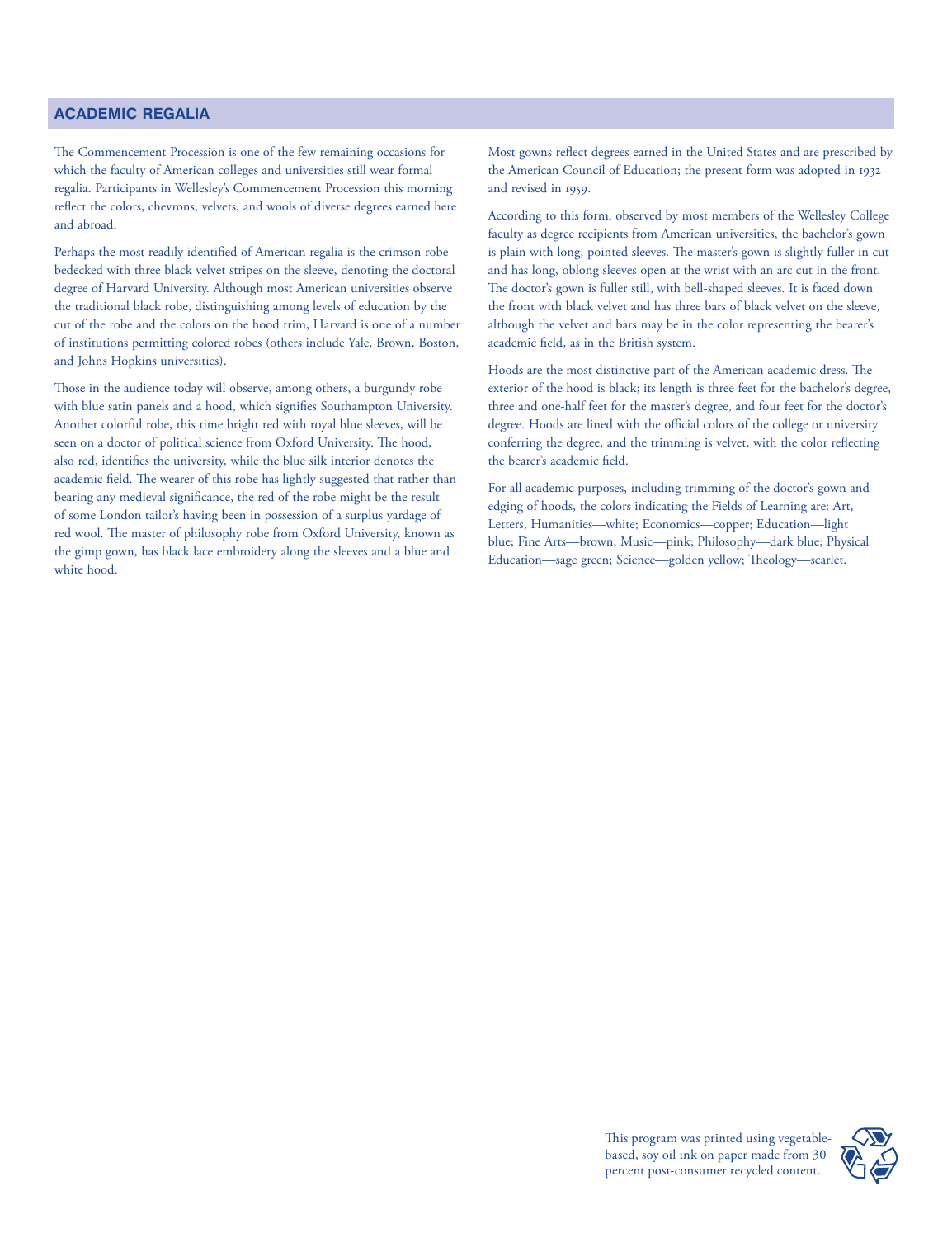## ACADEMIC REGALIA

The Commencement Procession is one of the few remaining occasions for which the faculty of American colleges and universities still wear formal regalia. Participants in Wellesley's Commencement Procession this morning reflect the colors, chevrons, velvets, and wools of diverse degrees earned here and abroad.

Perhaps the most readily identified of American regalia is the crimson robe bedecked with three black velvet stripes on the sleeve, denoting the doctoral degree of Harvard University. Although most American universities observe the traditional black robe, distinguishing among levels of education by the cut of the robe and the colors on the hood trim, Harvard is one of a number of institutions permitting colored robes (others include Yale, Brown, Boston, and Johns Hopkins universities).

Those in the audience today will observe, among others, a burgundy robe with blue satin panels and a hood, which signifies Southampton University. Another colorful robe, this time bright red with royal blue sleeves, will be seen on a doctor of political science from Oxford University. The hood, also red, identifies the university, while the blue silk interior denotes the academic field. The wearer of this robe has lightly suggested that rather than bearing any medieval significance, the red of the robe might be the result of some London tailor's having been in possession of a surplus yardage of red wool. The master of philosophy robe from Oxford University, known as the gimp gown, has black lace embroidery along the sleeves and a blue and white hood.

Most gowns reflect degrees earned in the United States and are prescribed by the American Council of Education; the present form was adopted in 1932 and revised in 1959.

According to this form, observed by most members of the Wellesley College faculty as degree recipients from American universities, the bachelor's gown is plain with long, pointed sleeves. The master's gown is slightly fuller in cut and has long, oblong sleeves open at the wrist with an arc cut in the front. The doctor's gown is fuller still, with bell-shaped sleeves. It is faced down the front with black velvet and has three bars of black velvet on the sleeve, although the velvet and bars may be in the color representing the bearer's academic field, as in the British system.

Hoods are the most distinctive part of the American academic dress. The exterior of the hood is black; its length is three feet for the bachelor's degree, three and one-half feet for the master's degree, and four feet for the doctor's degree. Hoods are lined with the official colors of the college or university conferring the degree, and the trimming is velvet, with the color reflecting the bearer's academic field.

For all academic purposes, including trimming of the doctor's gown and edging of hoods, the colors indicating the Fields of Learning are: Art, Letters, Humanities—white; Economics—copper; Education—light blue; Fine Arts—brown; Music—pink; Philosophy—dark blue; Physical Education—sage green; Science—golden yellow; Theology—scarlet.

This program was printed using vegetable-based, soy oil ink on paper made from 30 percent post-consumer recycled content.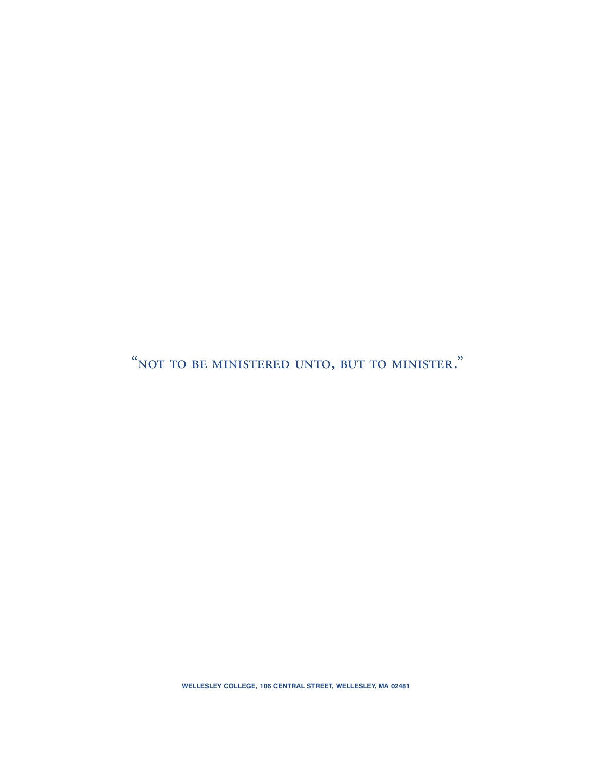"not to be ministered unto, but to minister."

WELLESLEY COLLEGE, 106 CENTRAL STREET, WELLESLEY, MA 02481